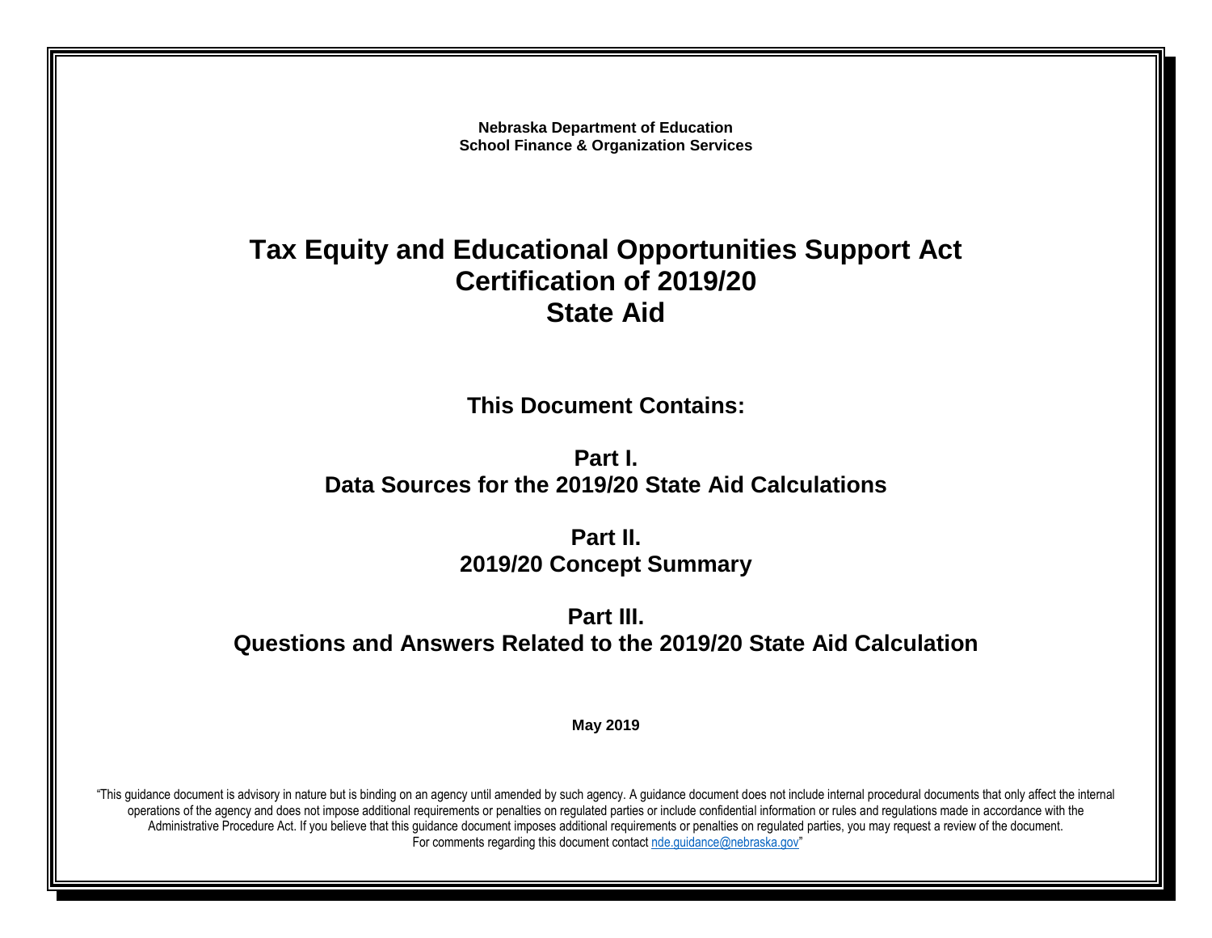**Nebraska Department of Education**
**School Finance & Organization Services**

# Tax Equity and Educational Opportunities Support Act
# Certification of 2019/20
# State Aid

## This Document Contains:

## Part I.
## Data Sources for the 2019/20 State Aid Calculations

## Part II.
## 2019/20 Concept Summary

## Part III.
## Questions and Answers Related to the 2019/20 State Aid Calculation

**May 2019**

"This guidance document is advisory in nature but is binding on an agency until amended by such agency. A guidance document does not include internal procedural documents that only affect the internal operations of the agency and does not impose additional requirements or penalties on regulated parties or include confidential information or rules and regulations made in accordance with the Administrative Procedure Act. If you believe that this guidance document imposes additional requirements or penalties on regulated parties, you may request a review of the document. For comments regarding this document contact nde.guidance@nebraska.gov"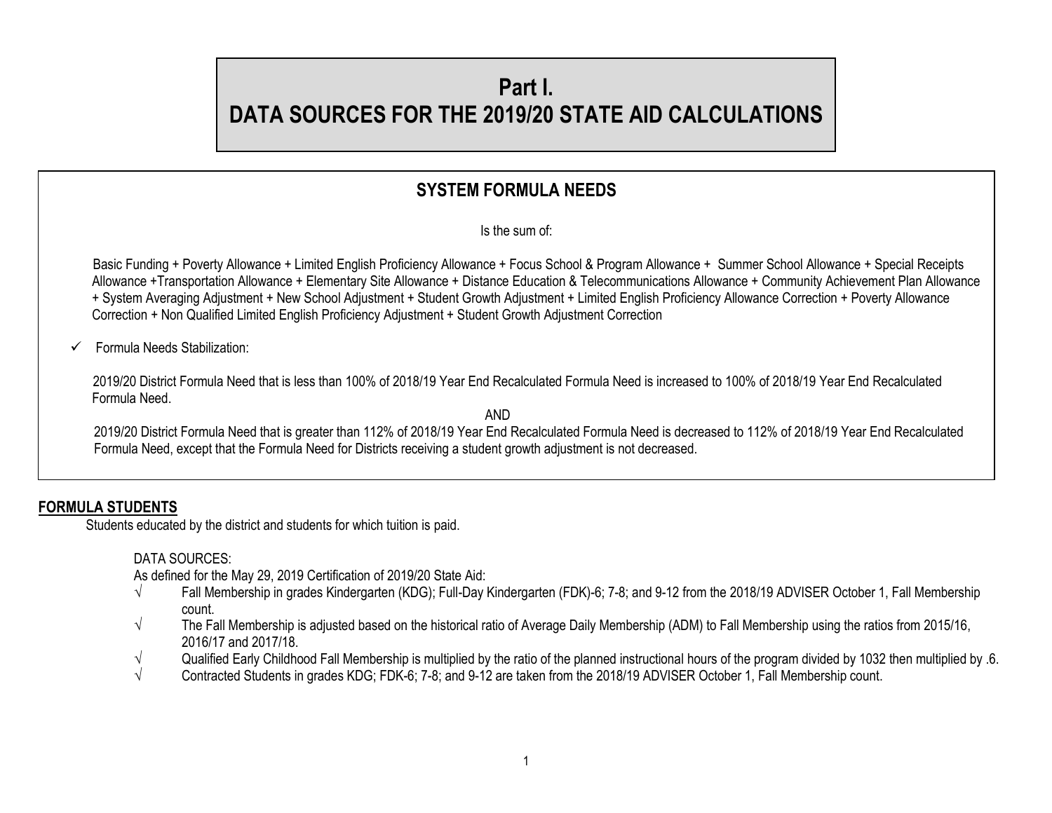# Part I.
# DATA SOURCES FOR THE 2019/20 STATE AID CALCULATIONS

## SYSTEM FORMULA NEEDS

Is the sum of:

Basic Funding + Poverty Allowance + Limited English Proficiency Allowance + Focus School & Program Allowance + Summer School Allowance + Special Receipts Allowance +Transportation Allowance + Elementary Site Allowance + Distance Education & Telecommunications Allowance + Community Achievement Plan Allowance + System Averaging Adjustment + New School Adjustment + Student Growth Adjustment + Limited English Proficiency Allowance Correction + Poverty Allowance Correction + Non Qualified Limited English Proficiency Adjustment + Student Growth Adjustment Correction

✓ Formula Needs Stabilization:

2019/20 District Formula Need that is less than 100% of 2018/19 Year End Recalculated Formula Need is increased to 100% of 2018/19 Year End Recalculated Formula Need.

AND

2019/20 District Formula Need that is greater than 112% of 2018/19 Year End Recalculated Formula Need is decreased to 112% of 2018/19 Year End Recalculated Formula Need, except that the Formula Need for Districts receiving a student growth adjustment is not decreased.

## FORMULA STUDENTS

Students educated by the district and students for which tuition is paid.

DATA SOURCES:

As defined for the May 29, 2019 Certification of 2019/20 State Aid:

- √ Fall Membership in grades Kindergarten (KDG); Full-Day Kindergarten (FDK)-6; 7-8; and 9-12 from the 2018/19 ADVISER October 1, Fall Membership count.
- √ The Fall Membership is adjusted based on the historical ratio of Average Daily Membership (ADM) to Fall Membership using the ratios from 2015/16, 2016/17 and 2017/18.
- √ Qualified Early Childhood Fall Membership is multiplied by the ratio of the planned instructional hours of the program divided by 1032 then multiplied by .6.
- √ Contracted Students in grades KDG; FDK-6; 7-8; and 9-12 are taken from the 2018/19 ADVISER October 1, Fall Membership count.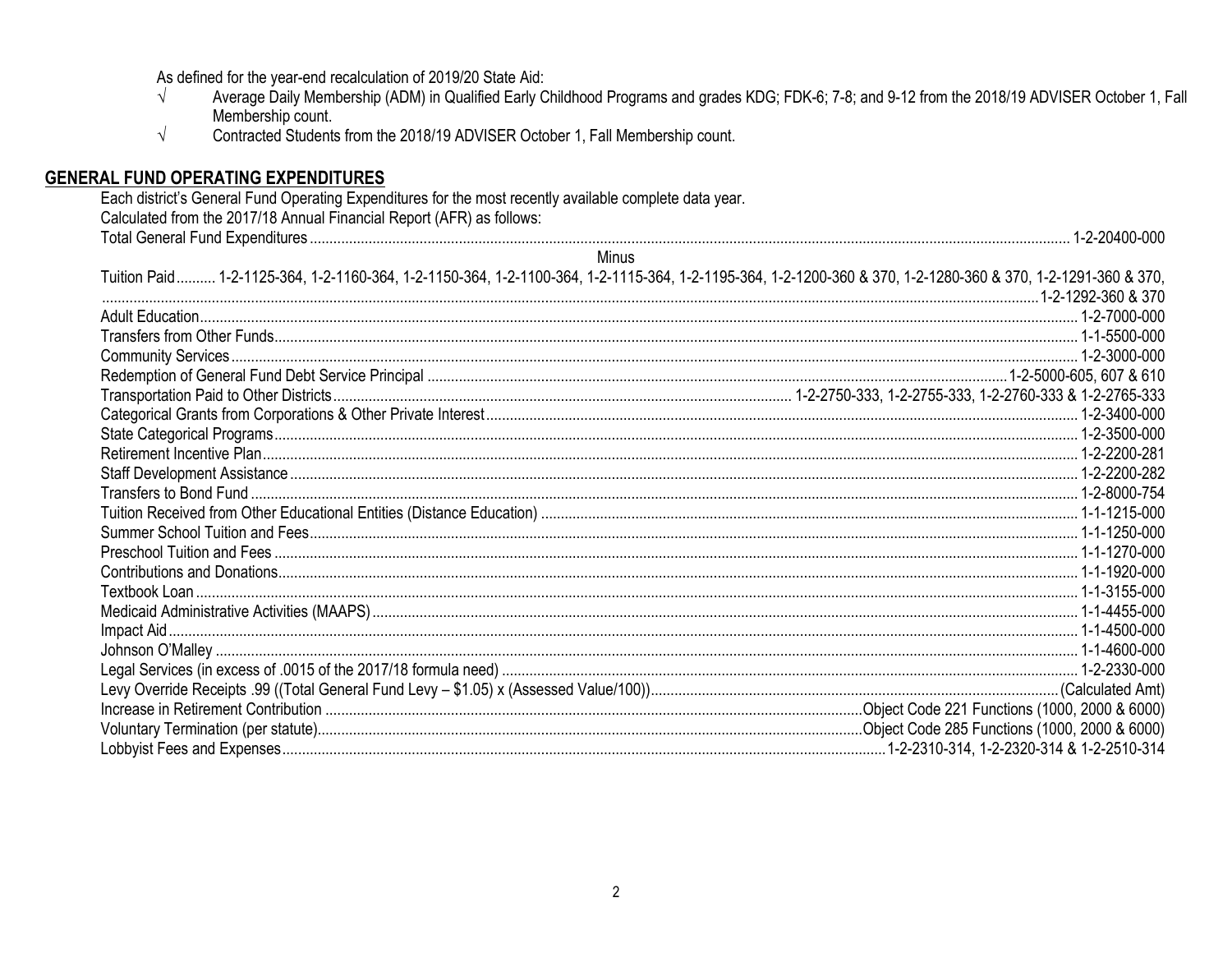As defined for the year-end recalculation of 2019/20 State Aid:

- √ Average Daily Membership (ADM) in Qualified Early Childhood Programs and grades KDG; FDK-6; 7-8; and 9-12 from the 2018/19 ADVISER October 1, Fall Membership count.
- √ Contracted Students from the 2018/19 ADVISER October 1, Fall Membership count.

## GENERAL FUND OPERATING EXPENDITURES

Each district's General Fund Operating Expenditures for the most recently available complete data year.

Calculated from the 2017/18 Annual Financial Report (AFR) as follows:

| Item | Code |
|---|---|
| Total General Fund Expenditures | 1-2-20400-000 |
| Minus | |
| Tuition Paid | 1-2-1125-364, 1-2-1160-364, 1-2-1150-364, 1-2-1100-364, 1-2-1115-364, 1-2-1195-364, 1-2-1200-360 & 370, 1-2-1280-360 & 370, 1-2-1291-360 & 370, 1-2-1292-360 & 370 |
| Adult Education | 1-2-7000-000 |
| Transfers from Other Funds | 1-1-5500-000 |
| Community Services | 1-2-3000-000 |
| Redemption of General Fund Debt Service Principal | 1-2-5000-605, 607 & 610 |
| Transportation Paid to Other Districts | 1-2-2750-333, 1-2-2755-333, 1-2-2760-333 & 1-2-2765-333 |
| Categorical Grants from Corporations & Other Private Interest | 1-2-3400-000 |
| State Categorical Programs | 1-2-3500-000 |
| Retirement Incentive Plan | 1-2-2200-281 |
| Staff Development Assistance | 1-2-2200-282 |
| Transfers to Bond Fund | 1-2-8000-754 |
| Tuition Received from Other Educational Entities (Distance Education) | 1-1-1215-000 |
| Summer School Tuition and Fees | 1-1-1250-000 |
| Preschool Tuition and Fees | 1-1-1270-000 |
| Contributions and Donations | 1-1-1920-000 |
| Textbook Loan | 1-1-3155-000 |
| Medicaid Administrative Activities (MAAPS) | 1-1-4455-000 |
| Impact Aid | 1-1-4500-000 |
| Johnson O'Malley | 1-1-4600-000 |
| Legal Services (in excess of .0015 of the 2017/18 formula need) | 1-2-2330-000 |
| Levy Override Receipts .99 ((Total General Fund Levy – $1.05) x (Assessed Value/100)) | (Calculated Amt) |
| Increase in Retirement Contribution | Object Code 221 Functions (1000, 2000 & 6000) |
| Voluntary Termination (per statute) | Object Code 285 Functions (1000, 2000 & 6000) |
| Lobbyist Fees and Expenses | 1-2-2310-314, 1-2-2320-314 & 1-2-2510-314 |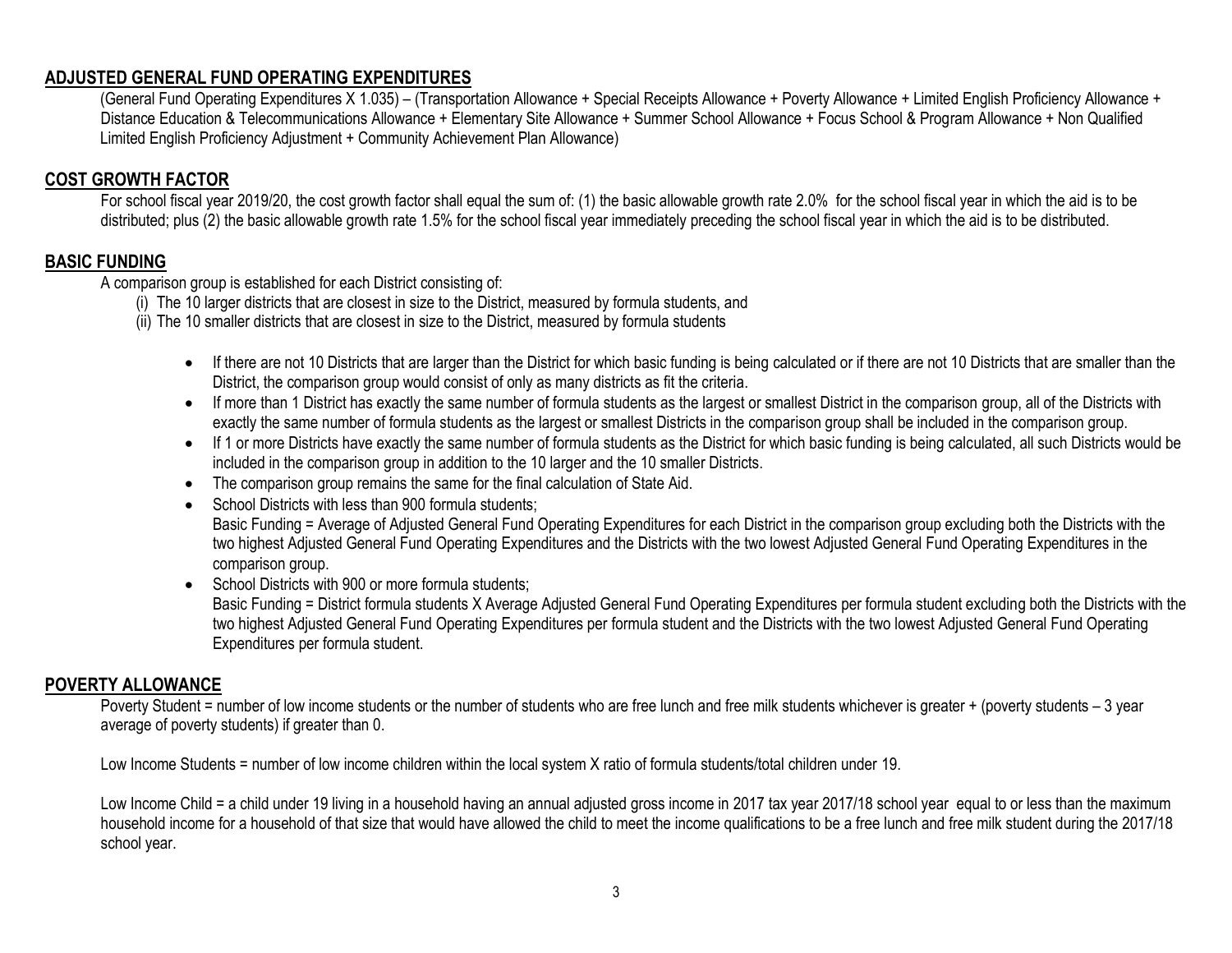## ADJUSTED GENERAL FUND OPERATING EXPENDITURES

(General Fund Operating Expenditures X 1.035) – (Transportation Allowance + Special Receipts Allowance + Poverty Allowance + Limited English Proficiency Allowance + Distance Education & Telecommunications Allowance + Elementary Site Allowance + Summer School Allowance + Focus School & Program Allowance + Non Qualified Limited English Proficiency Adjustment + Community Achievement Plan Allowance)

## COST GROWTH FACTOR

For school fiscal year 2019/20, the cost growth factor shall equal the sum of: (1) the basic allowable growth rate 2.0% for the school fiscal year in which the aid is to be distributed; plus (2) the basic allowable growth rate 1.5% for the school fiscal year immediately preceding the school fiscal year in which the aid is to be distributed.

## BASIC FUNDING

A comparison group is established for each District consisting of:

(i) The 10 larger districts that are closest in size to the District, measured by formula students, and

(ii) The 10 smaller districts that are closest in size to the District, measured by formula students

- If there are not 10 Districts that are larger than the District for which basic funding is being calculated or if there are not 10 Districts that are smaller than the District, the comparison group would consist of only as many districts as fit the criteria.
- If more than 1 District has exactly the same number of formula students as the largest or smallest District in the comparison group, all of the Districts with exactly the same number of formula students as the largest or smallest Districts in the comparison group shall be included in the comparison group.
- If 1 or more Districts have exactly the same number of formula students as the District for which basic funding is being calculated, all such Districts would be included in the comparison group in addition to the 10 larger and the 10 smaller Districts.
- The comparison group remains the same for the final calculation of State Aid.
- School Districts with less than 900 formula students;
  Basic Funding = Average of Adjusted General Fund Operating Expenditures for each District in the comparison group excluding both the Districts with the two highest Adjusted General Fund Operating Expenditures and the Districts with the two lowest Adjusted General Fund Operating Expenditures in the comparison group.
- School Districts with 900 or more formula students;
  Basic Funding = District formula students X Average Adjusted General Fund Operating Expenditures per formula student excluding both the Districts with the two highest Adjusted General Fund Operating Expenditures per formula student and the Districts with the two lowest Adjusted General Fund Operating Expenditures per formula student.

## POVERTY ALLOWANCE

Poverty Student = number of low income students or the number of students who are free lunch and free milk students whichever is greater + (poverty students – 3 year average of poverty students) if greater than 0.

Low Income Students = number of low income children within the local system X ratio of formula students/total children under 19.

Low Income Child = a child under 19 living in a household having an annual adjusted gross income in 2017 tax year 2017/18 school year equal to or less than the maximum household income for a household of that size that would have allowed the child to meet the income qualifications to be a free lunch and free milk student during the 2017/18 school year.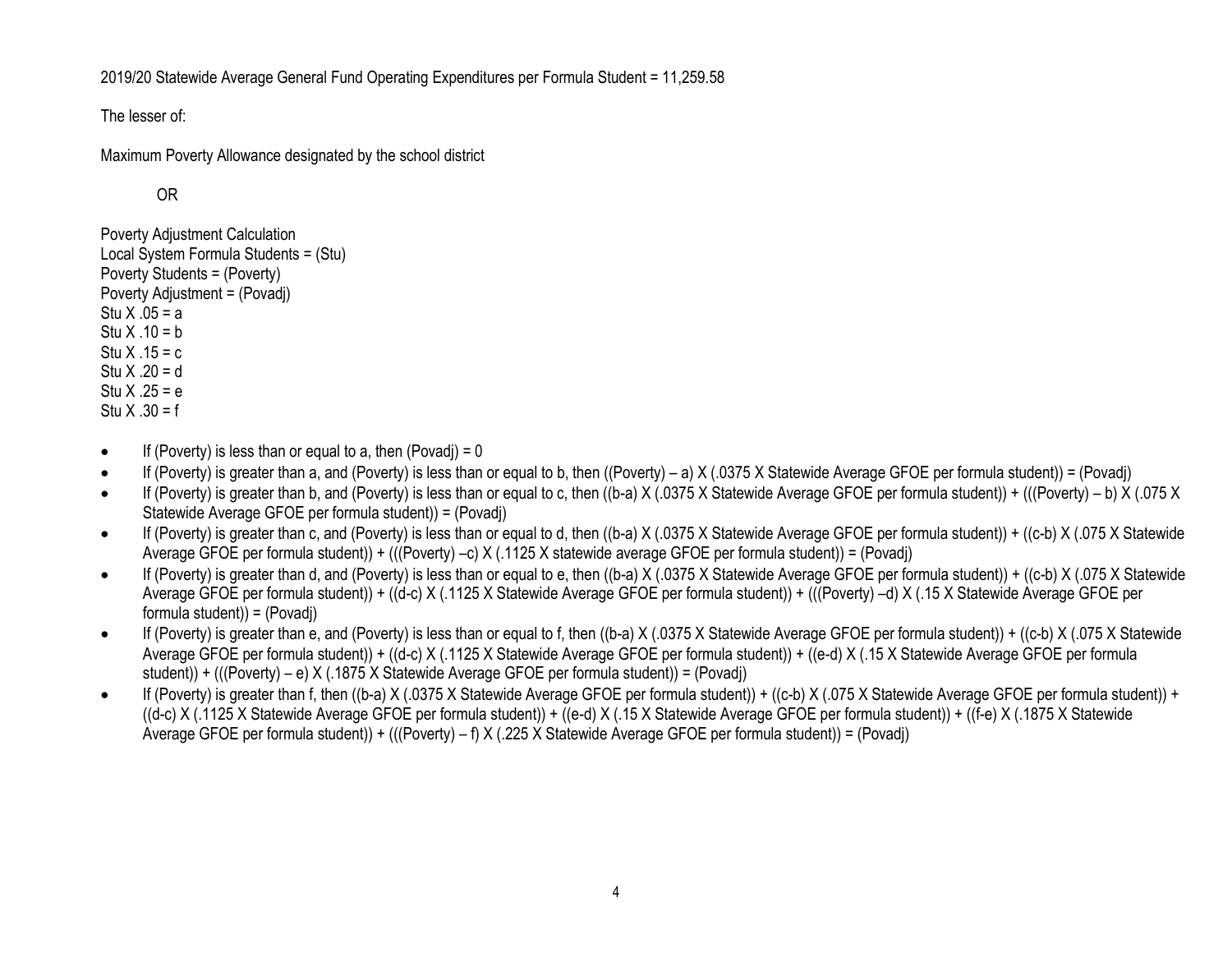2019/20 Statewide Average General Fund Operating Expenditures per Formula Student = 11,259.58

The lesser of:

Maximum Poverty Allowance designated by the school district

OR

Poverty Adjustment Calculation
Local System Formula Students = (Stu)
Poverty Students = (Poverty)
Poverty Adjustment = (Povadj)
Stu X .05 = a
Stu X .10 = b
Stu X .15 = c
Stu X .20 = d
Stu X .25 = e
Stu X .30 = f

- If (Poverty) is less than or equal to a, then (Povadj) = 0
- If (Poverty) is greater than a, and (Poverty) is less than or equal to b, then ((Poverty) – a) X (.0375 X Statewide Average GFOE per formula student)) = (Povadj)
- If (Poverty) is greater than b, and (Poverty) is less than or equal to c, then ((b-a) X (.0375 X Statewide Average GFOE per formula student)) + (((Poverty) – b) X (.075 X Statewide Average GFOE per formula student)) = (Povadj)
- If (Poverty) is greater than c, and (Poverty) is less than or equal to d, then ((b-a) X (.0375 X Statewide Average GFOE per formula student)) + ((c-b) X (.075 X Statewide Average GFOE per formula student)) + (((Poverty) –c) X (.1125 X statewide average GFOE per formula student)) = (Povadj)
- If (Poverty) is greater than d, and (Poverty) is less than or equal to e, then ((b-a) X (.0375 X Statewide Average GFOE per formula student)) + ((c-b) X (.075 X Statewide Average GFOE per formula student)) + ((d-c) X (.1125 X Statewide Average GFOE per formula student)) + (((Poverty) –d) X (.15 X Statewide Average GFOE per formula student)) = (Povadj)
- If (Poverty) is greater than e, and (Poverty) is less than or equal to f, then ((b-a) X (.0375 X Statewide Average GFOE per formula student)) + ((c-b) X (.075 X Statewide Average GFOE per formula student)) + ((d-c) X (.1125 X Statewide Average GFOE per formula student)) + ((e-d) X (.15 X Statewide Average GFOE per formula student)) + (((Poverty) – e) X (.1875 X Statewide Average GFOE per formula student)) = (Povadj)
- If (Poverty) is greater than f, then ((b-a) X (.0375 X Statewide Average GFOE per formula student)) + ((c-b) X (.075 X Statewide Average GFOE per formula student)) + ((d-c) X (.1125 X Statewide Average GFOE per formula student)) + ((e-d) X (.15 X Statewide Average GFOE per formula student)) + ((f-e) X (.1875 X Statewide Average GFOE per formula student)) + (((Poverty) – f) X (.225 X Statewide Average GFOE per formula student)) = (Povadj)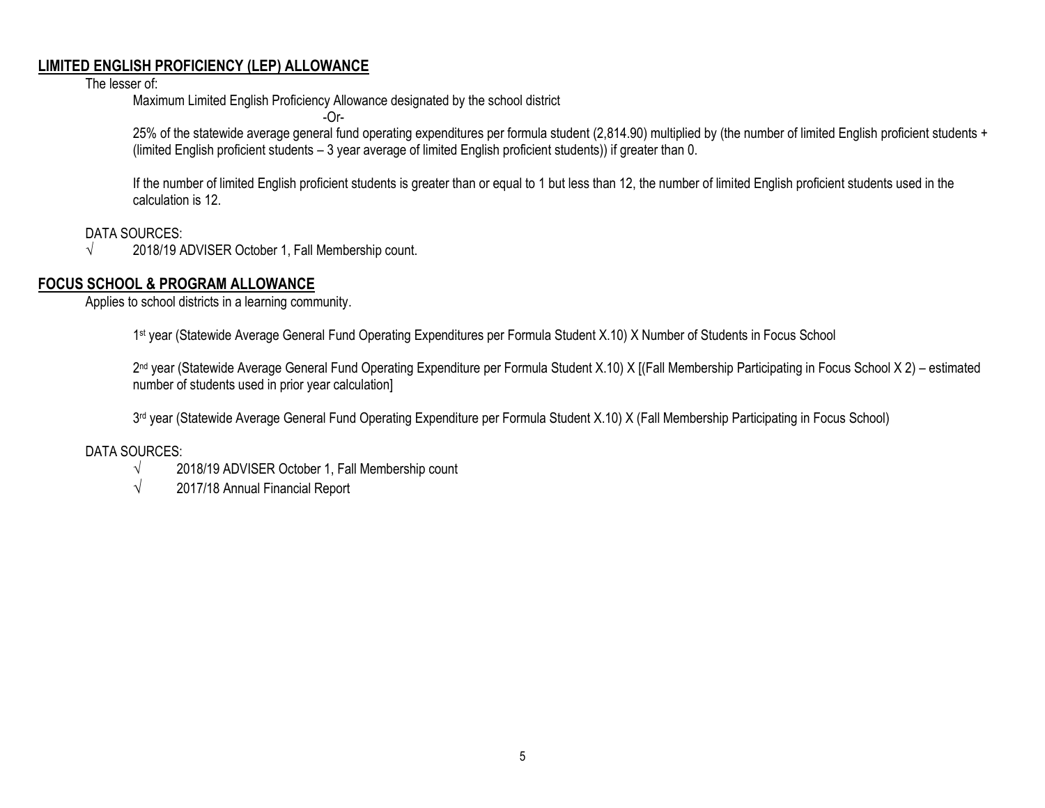## LIMITED ENGLISH PROFICIENCY (LEP) ALLOWANCE

The lesser of:

Maximum Limited English Proficiency Allowance designated by the school district

-Or-

25% of the statewide average general fund operating expenditures per formula student (2,814.90) multiplied by (the number of limited English proficient students + (limited English proficient students – 3 year average of limited English proficient students)) if greater than 0.

If the number of limited English proficient students is greater than or equal to 1 but less than 12, the number of limited English proficient students used in the calculation is 12.

DATA SOURCES:

√ 2018/19 ADVISER October 1, Fall Membership count.

## FOCUS SCHOOL & PROGRAM ALLOWANCE

Applies to school districts in a learning community.

1st year (Statewide Average General Fund Operating Expenditures per Formula Student X.10) X Number of Students in Focus School

2nd year (Statewide Average General Fund Operating Expenditure per Formula Student X.10) X [(Fall Membership Participating in Focus School X 2) – estimated number of students used in prior year calculation]

3rd year (Statewide Average General Fund Operating Expenditure per Formula Student X.10) X (Fall Membership Participating in Focus School)

DATA SOURCES:

√ 2018/19 ADVISER October 1, Fall Membership count

√ 2017/18 Annual Financial Report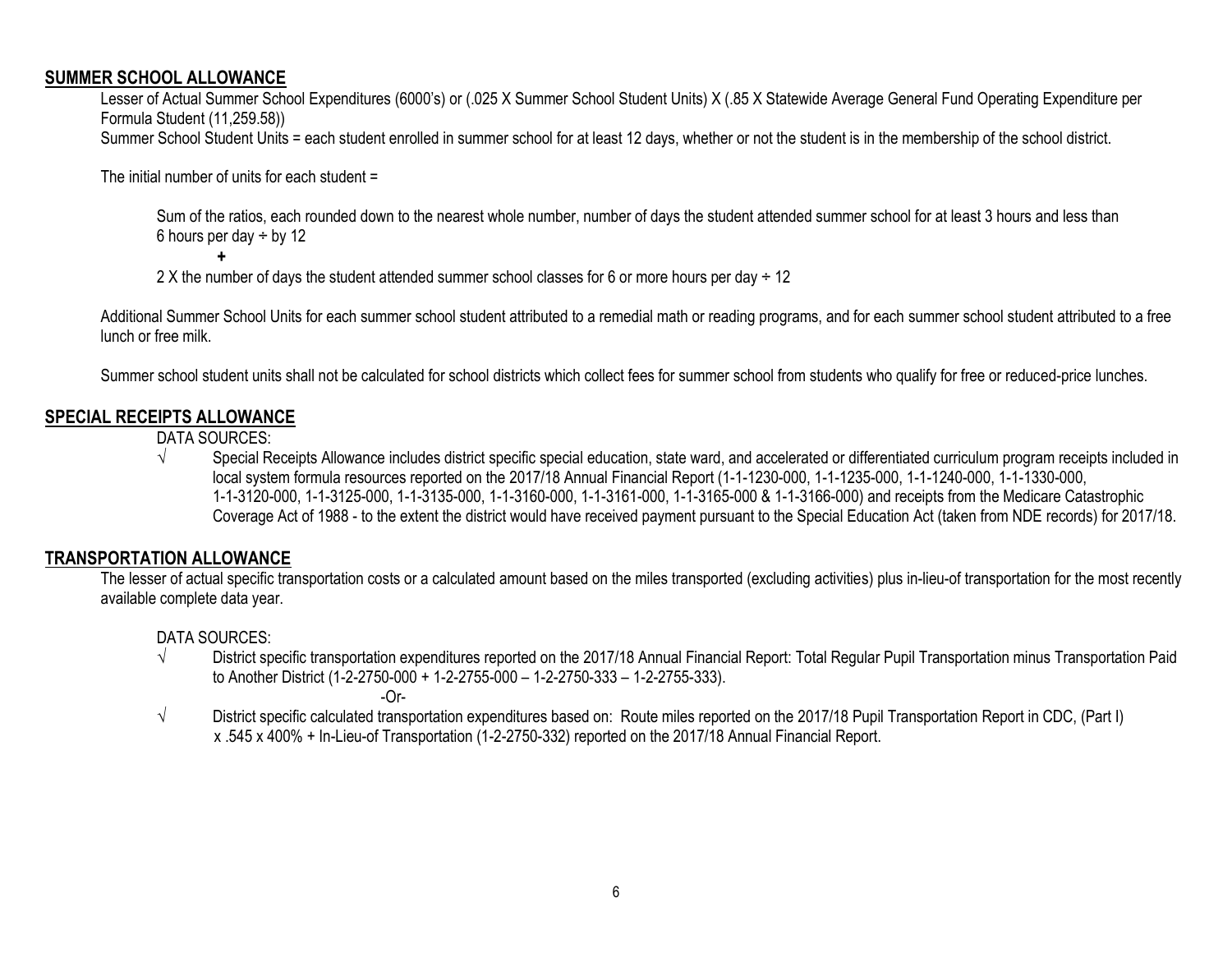## SUMMER SCHOOL ALLOWANCE

Lesser of Actual Summer School Expenditures (6000's) or (.025 X Summer School Student Units) X (.85 X Statewide Average General Fund Operating Expenditure per Formula Student (11,259.58))

Summer School Student Units = each student enrolled in summer school for at least 12 days, whether or not the student is in the membership of the school district.

The initial number of units for each student =

Sum of the ratios, each rounded down to the nearest whole number, number of days the student attended summer school for at least 3 hours and less than 6 hours per day ÷ by 12

**+**

2 X the number of days the student attended summer school classes for 6 or more hours per day ÷ 12

Additional Summer School Units for each summer school student attributed to a remedial math or reading programs, and for each summer school student attributed to a free lunch or free milk.

Summer school student units shall not be calculated for school districts which collect fees for summer school from students who qualify for free or reduced-price lunches.

## SPECIAL RECEIPTS ALLOWANCE

DATA SOURCES:

- √ Special Receipts Allowance includes district specific special education, state ward, and accelerated or differentiated curriculum program receipts included in local system formula resources reported on the 2017/18 Annual Financial Report (1-1-1230-000, 1-1-1235-000, 1-1-1240-000, 1-1-1330-000, 1-1-3120-000, 1-1-3125-000, 1-1-3135-000, 1-1-3160-000, 1-1-3161-000, 1-1-3165-000 & 1-1-3166-000) and receipts from the Medicare Catastrophic Coverage Act of 1988 - to the extent the district would have received payment pursuant to the Special Education Act (taken from NDE records) for 2017/18.

## TRANSPORTATION ALLOWANCE

The lesser of actual specific transportation costs or a calculated amount based on the miles transported (excluding activities) plus in-lieu-of transportation for the most recently available complete data year.

DATA SOURCES:

- √ District specific transportation expenditures reported on the 2017/18 Annual Financial Report: Total Regular Pupil Transportation minus Transportation Paid to Another District (1-2-2750-000 + 1-2-2755-000 – 1-2-2750-333 – 1-2-2755-333).

  -Or-

- √ District specific calculated transportation expenditures based on: Route miles reported on the 2017/18 Pupil Transportation Report in CDC, (Part I) x .545 x 400% + In-Lieu-of Transportation (1-2-2750-332) reported on the 2017/18 Annual Financial Report.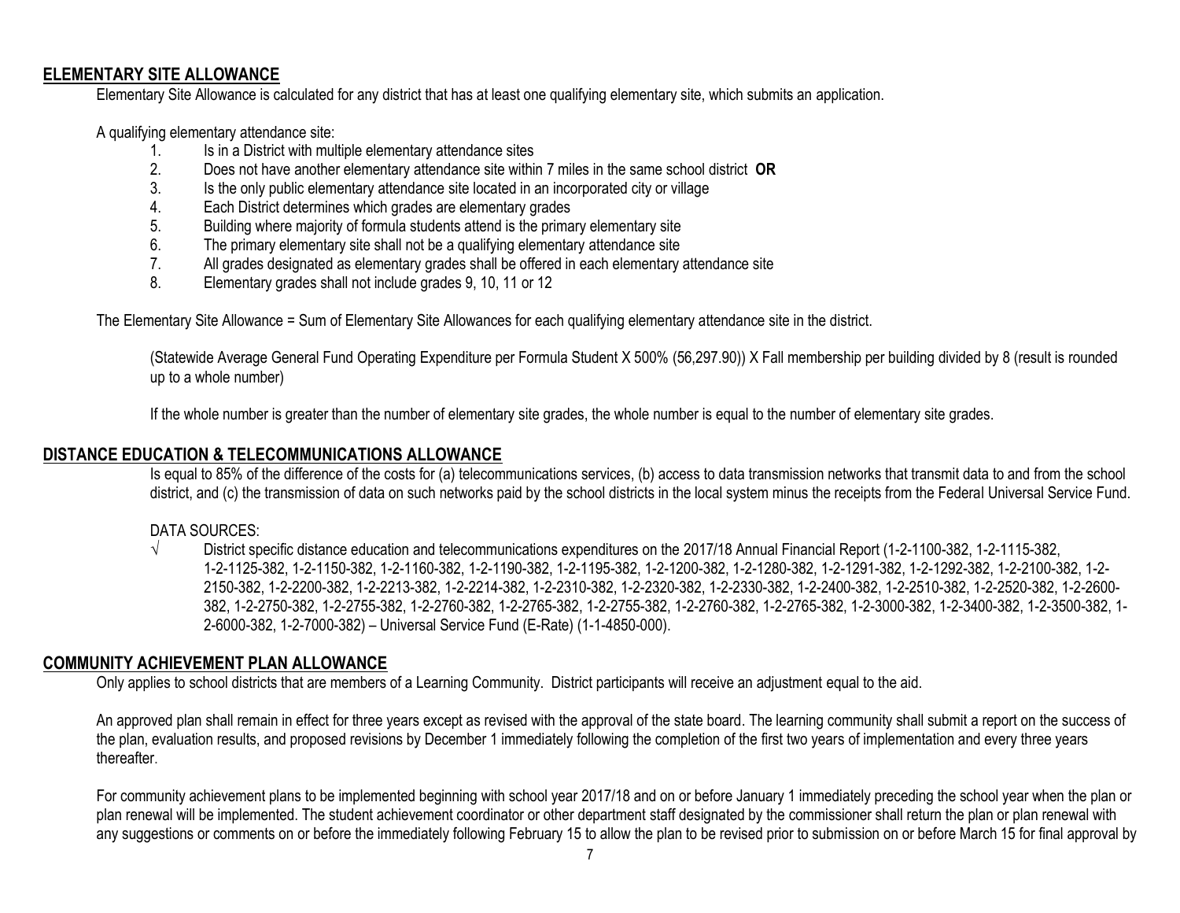## ELEMENTARY SITE ALLOWANCE

Elementary Site Allowance is calculated for any district that has at least one qualifying elementary site, which submits an application.

A qualifying elementary attendance site:

1. Is in a District with multiple elementary attendance sites
2. Does not have another elementary attendance site within 7 miles in the same school district **OR**
3. Is the only public elementary attendance site located in an incorporated city or village
4. Each District determines which grades are elementary grades
5. Building where majority of formula students attend is the primary elementary site
6. The primary elementary site shall not be a qualifying elementary attendance site
7. All grades designated as elementary grades shall be offered in each elementary attendance site
8. Elementary grades shall not include grades 9, 10, 11 or 12

The Elementary Site Allowance = Sum of Elementary Site Allowances for each qualifying elementary attendance site in the district.

(Statewide Average General Fund Operating Expenditure per Formula Student X 500% (56,297.90)) X Fall membership per building divided by 8 (result is rounded up to a whole number)

If the whole number is greater than the number of elementary site grades, the whole number is equal to the number of elementary site grades.

## DISTANCE EDUCATION & TELECOMMUNICATIONS ALLOWANCE

Is equal to 85% of the difference of the costs for (a) telecommunications services, (b) access to data transmission networks that transmit data to and from the school district, and (c) the transmission of data on such networks paid by the school districts in the local system minus the receipts from the Federal Universal Service Fund.

DATA SOURCES:

√ District specific distance education and telecommunications expenditures on the 2017/18 Annual Financial Report (1-2-1100-382, 1-2-1115-382, 1-2-1125-382, 1-2-1150-382, 1-2-1160-382, 1-2-1190-382, 1-2-1195-382, 1-2-1200-382, 1-2-1280-382, 1-2-1291-382, 1-2-1292-382, 1-2-2100-382, 1-2-2150-382, 1-2-2200-382, 1-2-2213-382, 1-2-2214-382, 1-2-2310-382, 1-2-2320-382, 1-2-2330-382, 1-2-2400-382, 1-2-2510-382, 1-2-2520-382, 1-2-2600-382, 1-2-2750-382, 1-2-2755-382, 1-2-2760-382, 1-2-2765-382, 1-2-2755-382, 1-2-2760-382, 1-2-2765-382, 1-2-3000-382, 1-2-3400-382, 1-2-3500-382, 1-2-6000-382, 1-2-7000-382) – Universal Service Fund (E-Rate) (1-1-4850-000).

## COMMUNITY ACHIEVEMENT PLAN ALLOWANCE

Only applies to school districts that are members of a Learning Community. District participants will receive an adjustment equal to the aid.

An approved plan shall remain in effect for three years except as revised with the approval of the state board. The learning community shall submit a report on the success of the plan, evaluation results, and proposed revisions by December 1 immediately following the completion of the first two years of implementation and every three years thereafter.

For community achievement plans to be implemented beginning with school year 2017/18 and on or before January 1 immediately preceding the school year when the plan or plan renewal will be implemented. The student achievement coordinator or other department staff designated by the commissioner shall return the plan or plan renewal with any suggestions or comments on or before the immediately following February 15 to allow the plan to be revised prior to submission on or before March 15 for final approval by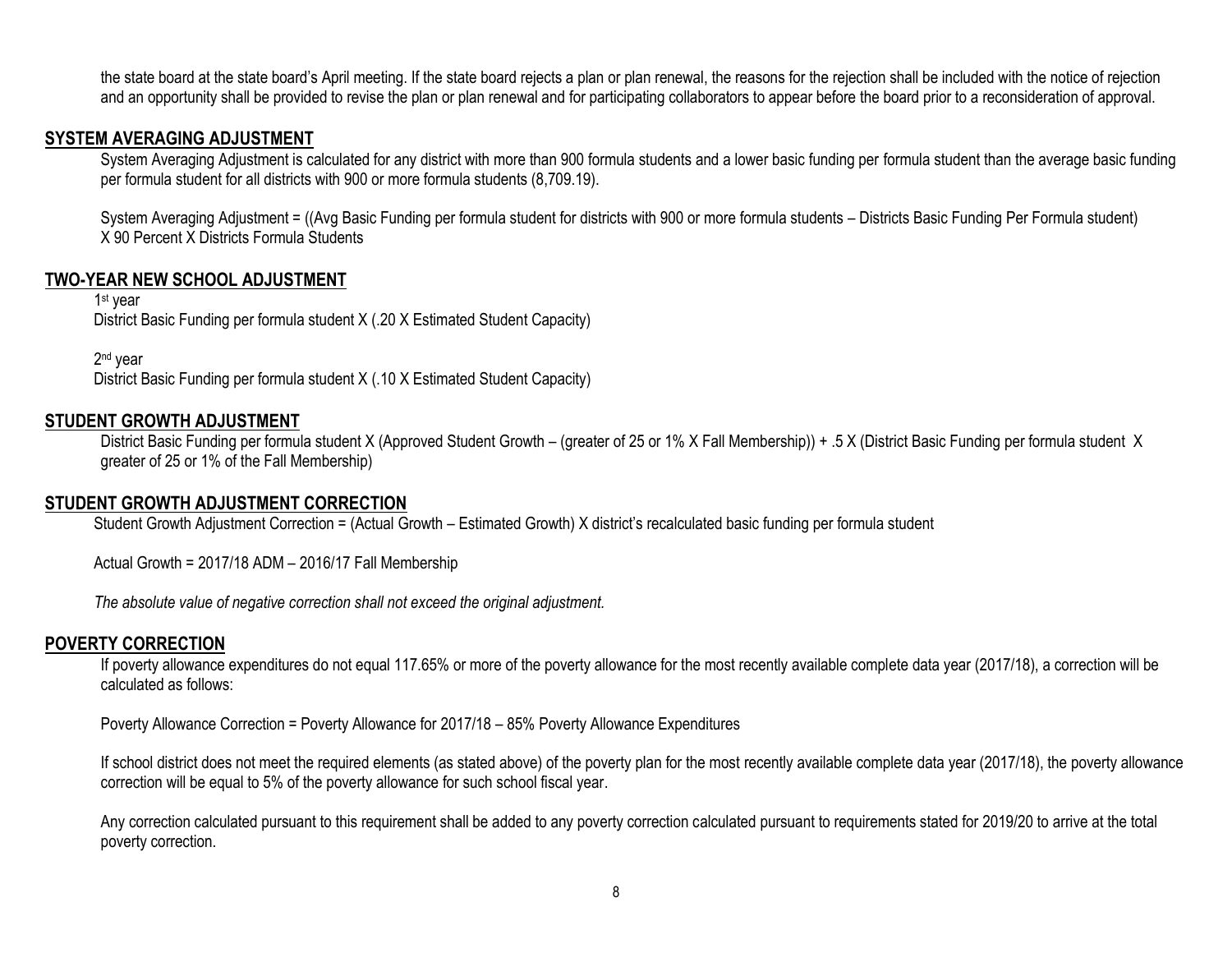the state board at the state board's April meeting. If the state board rejects a plan or plan renewal, the reasons for the rejection shall be included with the notice of rejection and an opportunity shall be provided to revise the plan or plan renewal and for participating collaborators to appear before the board prior to a reconsideration of approval.

## SYSTEM AVERAGING ADJUSTMENT

System Averaging Adjustment is calculated for any district with more than 900 formula students and a lower basic funding per formula student than the average basic funding per formula student for all districts with 900 or more formula students (8,709.19).

System Averaging Adjustment = ((Avg Basic Funding per formula student for districts with 900 or more formula students – Districts Basic Funding Per Formula student) X 90 Percent X Districts Formula Students

## TWO-YEAR NEW SCHOOL ADJUSTMENT

1st year
District Basic Funding per formula student X (.20 X Estimated Student Capacity)

2nd year
District Basic Funding per formula student X (.10 X Estimated Student Capacity)

## STUDENT GROWTH ADJUSTMENT

District Basic Funding per formula student X (Approved Student Growth – (greater of 25 or 1% X Fall Membership)) + .5 X (District Basic Funding per formula student X greater of 25 or 1% of the Fall Membership)

## STUDENT GROWTH ADJUSTMENT CORRECTION

Student Growth Adjustment Correction = (Actual Growth – Estimated Growth) X district's recalculated basic funding per formula student

Actual Growth = 2017/18 ADM – 2016/17 Fall Membership

*The absolute value of negative correction shall not exceed the original adjustment.*

## POVERTY CORRECTION

If poverty allowance expenditures do not equal 117.65% or more of the poverty allowance for the most recently available complete data year (2017/18), a correction will be calculated as follows:

Poverty Allowance Correction = Poverty Allowance for 2017/18 – 85% Poverty Allowance Expenditures

If school district does not meet the required elements (as stated above) of the poverty plan for the most recently available complete data year (2017/18), the poverty allowance correction will be equal to 5% of the poverty allowance for such school fiscal year.

Any correction calculated pursuant to this requirement shall be added to any poverty correction calculated pursuant to requirements stated for 2019/20 to arrive at the total poverty correction.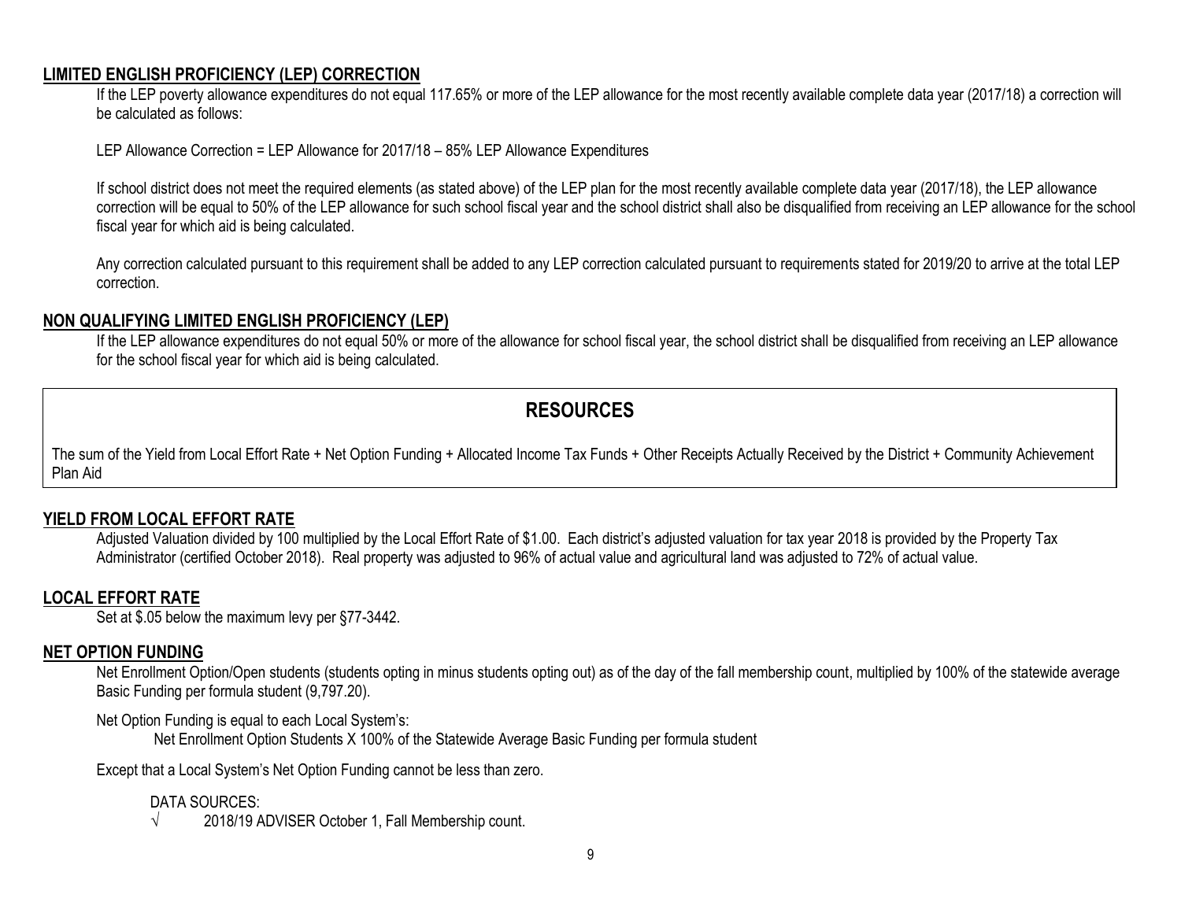## LIMITED ENGLISH PROFICIENCY (LEP) CORRECTION

If the LEP poverty allowance expenditures do not equal 117.65% or more of the LEP allowance for the most recently available complete data year (2017/18) a correction will be calculated as follows:

LEP Allowance Correction = LEP Allowance for 2017/18 – 85% LEP Allowance Expenditures

If school district does not meet the required elements (as stated above) of the LEP plan for the most recently available complete data year (2017/18), the LEP allowance correction will be equal to 50% of the LEP allowance for such school fiscal year and the school district shall also be disqualified from receiving an LEP allowance for the school fiscal year for which aid is being calculated.

Any correction calculated pursuant to this requirement shall be added to any LEP correction calculated pursuant to requirements stated for 2019/20 to arrive at the total LEP correction.

## NON QUALIFYING LIMITED ENGLISH PROFICIENCY (LEP)

If the LEP allowance expenditures do not equal 50% or more of the allowance for school fiscal year, the school district shall be disqualified from receiving an LEP allowance for the school fiscal year for which aid is being calculated.

# RESOURCES

The sum of the Yield from Local Effort Rate + Net Option Funding + Allocated Income Tax Funds + Other Receipts Actually Received by the District + Community Achievement Plan Aid

## YIELD FROM LOCAL EFFORT RATE

Adjusted Valuation divided by 100 multiplied by the Local Effort Rate of $1.00. Each district's adjusted valuation for tax year 2018 is provided by the Property Tax Administrator (certified October 2018). Real property was adjusted to 96% of actual value and agricultural land was adjusted to 72% of actual value.

## LOCAL EFFORT RATE

Set at $.05 below the maximum levy per §77-3442.

## NET OPTION FUNDING

Net Enrollment Option/Open students (students opting in minus students opting out) as of the day of the fall membership count, multiplied by 100% of the statewide average Basic Funding per formula student (9,797.20).

Net Option Funding is equal to each Local System's:

Net Enrollment Option Students X 100% of the Statewide Average Basic Funding per formula student

Except that a Local System's Net Option Funding cannot be less than zero.

DATA SOURCES:

√ 2018/19 ADVISER October 1, Fall Membership count.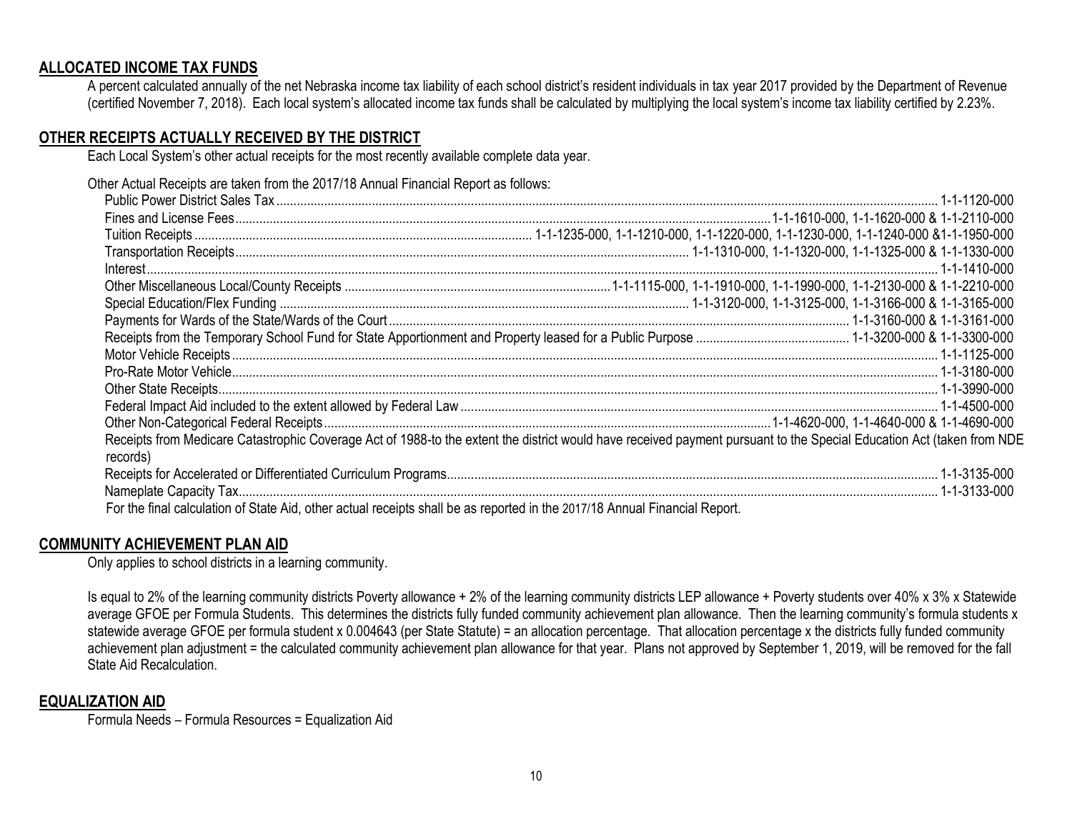## ALLOCATED INCOME TAX FUNDS

A percent calculated annually of the net Nebraska income tax liability of each school district's resident individuals in tax year 2017 provided by the Department of Revenue (certified November 7, 2018). Each local system's allocated income tax funds shall be calculated by multiplying the local system's income tax liability certified by 2.23%.

## OTHER RECEIPTS ACTUALLY RECEIVED BY THE DISTRICT

Each Local System's other actual receipts for the most recently available complete data year.

Other Actual Receipts are taken from the 2017/18 Annual Financial Report as follows:

- Public Power District Sales Tax ........ 1-1-1120-000
- Fines and License Fees ........ 1-1-1610-000, 1-1-1620-000 & 1-1-2110-000
- Tuition Receipts ........ 1-1-1235-000, 1-1-1210-000, 1-1-1220-000, 1-1-1230-000, 1-1-1240-000 &1-1-1950-000
- Transportation Receipts ........ 1-1-1310-000, 1-1-1320-000, 1-1-1325-000 & 1-1-1330-000
- Interest ........ 1-1-1410-000
- Other Miscellaneous Local/County Receipts ........ 1-1-1115-000, 1-1-1910-000, 1-1-1990-000, 1-1-2130-000 & 1-1-2210-000
- Special Education/Flex Funding ........ 1-1-3120-000, 1-1-3125-000, 1-1-3166-000 & 1-1-3165-000
- Payments for Wards of the State/Wards of the Court ........ 1-1-3160-000 & 1-1-3161-000
- Receipts from the Temporary School Fund for State Apportionment and Property leased for a Public Purpose ........ 1-1-3200-000 & 1-1-3300-000
- Motor Vehicle Receipts ........ 1-1-1125-000
- Pro-Rate Motor Vehicle ........ 1-1-3180-000
- Other State Receipts ........ 1-1-3990-000
- Federal Impact Aid included to the extent allowed by Federal Law ........ 1-1-4500-000
- Other Non-Categorical Federal Receipts ........ 1-1-4620-000, 1-1-4640-000 & 1-1-4690-000
- Receipts from Medicare Catastrophic Coverage Act of 1988-to the extent the district would have received payment pursuant to the Special Education Act (taken from NDE records)
- Receipts for Accelerated or Differentiated Curriculum Programs ........ 1-1-3135-000
- Nameplate Capacity Tax ........ 1-1-3133-000

For the final calculation of State Aid, other actual receipts shall be as reported in the 2017/18 Annual Financial Report.

## COMMUNITY ACHIEVEMENT PLAN AID

Only applies to school districts in a learning community.

Is equal to 2% of the learning community districts Poverty allowance + 2% of the learning community districts LEP allowance + Poverty students over 40% x 3% x Statewide average GFOE per Formula Students. This determines the districts fully funded community achievement plan allowance. Then the learning community's formula students x statewide average GFOE per formula student x 0.004643 (per State Statute) = an allocation percentage. That allocation percentage x the districts fully funded community achievement plan adjustment = the calculated community achievement plan allowance for that year. Plans not approved by September 1, 2019, will be removed for the fall State Aid Recalculation.

## EQUALIZATION AID

Formula Needs – Formula Resources = Equalization Aid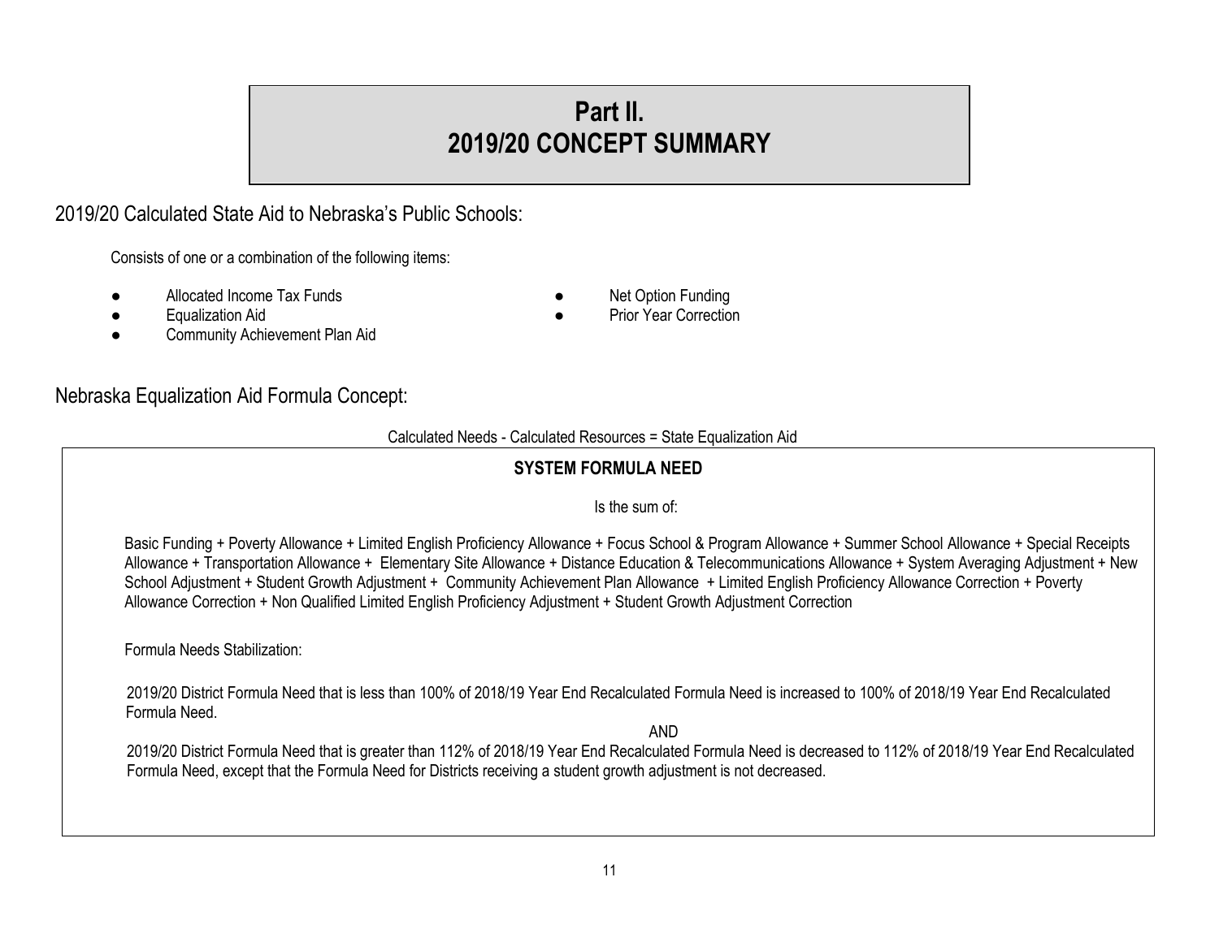# Part II.
# 2019/20 CONCEPT SUMMARY

## 2019/20 Calculated State Aid to Nebraska's Public Schools:

Consists of one or a combination of the following items:

- Allocated Income Tax Funds
- Equalization Aid
- Community Achievement Plan Aid
- Net Option Funding
- Prior Year Correction

## Nebraska Equalization Aid Formula Concept:

Calculated Needs - Calculated Resources = State Equalization Aid

### SYSTEM FORMULA NEED

Is the sum of:

Basic Funding + Poverty Allowance + Limited English Proficiency Allowance + Focus School & Program Allowance + Summer School Allowance + Special Receipts Allowance + Transportation Allowance + Elementary Site Allowance + Distance Education & Telecommunications Allowance + System Averaging Adjustment + New School Adjustment + Student Growth Adjustment + Community Achievement Plan Allowance + Limited English Proficiency Allowance Correction + Poverty Allowance Correction + Non Qualified Limited English Proficiency Adjustment + Student Growth Adjustment Correction

Formula Needs Stabilization:

2019/20 District Formula Need that is less than 100% of 2018/19 Year End Recalculated Formula Need is increased to 100% of 2018/19 Year End Recalculated Formula Need.

AND

2019/20 District Formula Need that is greater than 112% of 2018/19 Year End Recalculated Formula Need is decreased to 112% of 2018/19 Year End Recalculated Formula Need, except that the Formula Need for Districts receiving a student growth adjustment is not decreased.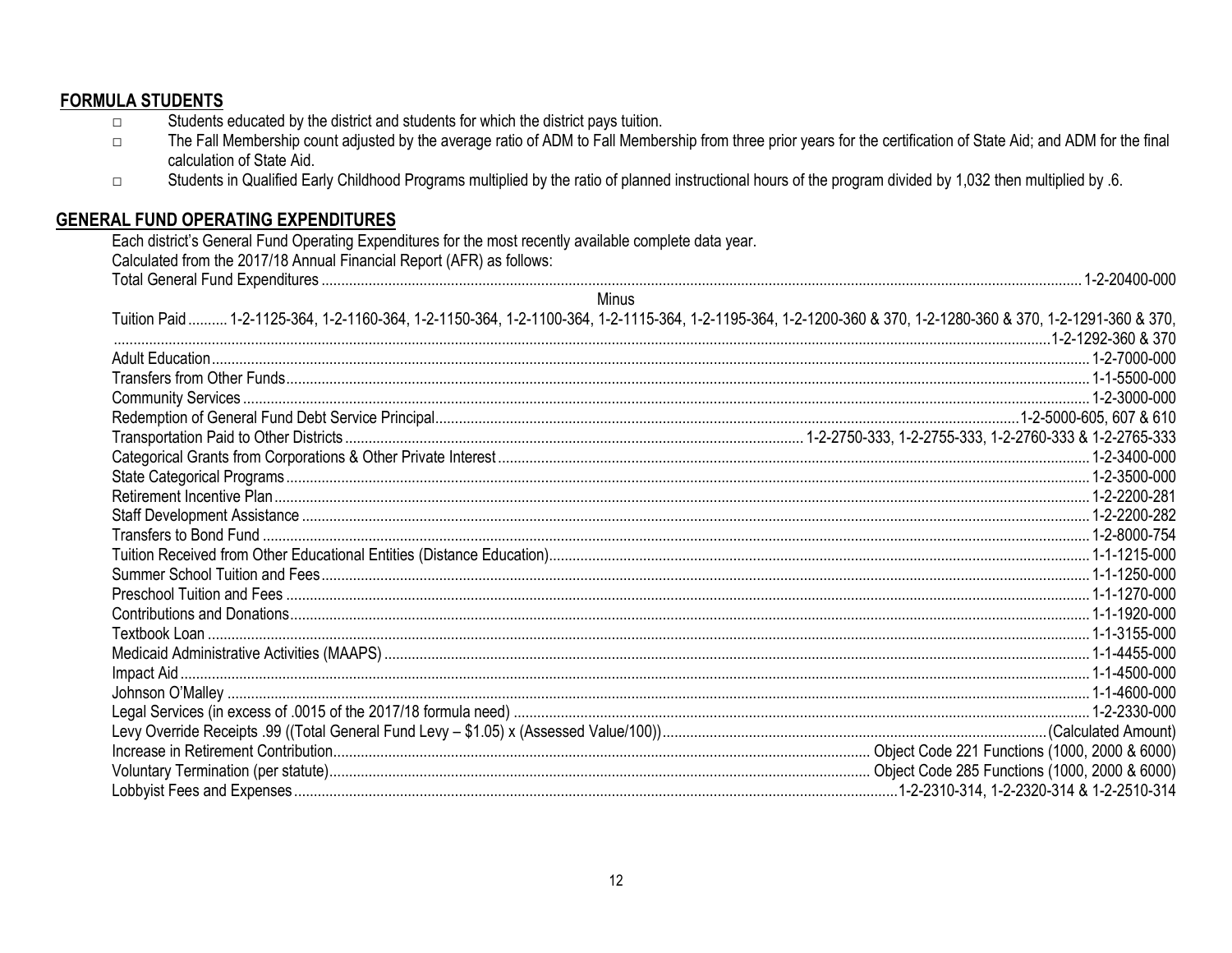## FORMULA STUDENTS

- Students educated by the district and students for which the district pays tuition.
- The Fall Membership count adjusted by the average ratio of ADM to Fall Membership from three prior years for the certification of State Aid; and ADM for the final calculation of State Aid.
- Students in Qualified Early Childhood Programs multiplied by the ratio of planned instructional hours of the program divided by 1,032 then multiplied by .6.

## GENERAL FUND OPERATING EXPENDITURES

Each district's General Fund Operating Expenditures for the most recently available complete data year.
Calculated from the 2017/18 Annual Financial Report (AFR) as follows:

| Item | Code |
|---|---|
| Total General Fund Expenditures | 1-2-20400-000 |
| Minus | |
| Tuition Paid | 1-2-1125-364, 1-2-1160-364, 1-2-1150-364, 1-2-1100-364, 1-2-1115-364, 1-2-1195-364, 1-2-1200-360 & 370, 1-2-1280-360 & 370, 1-2-1291-360 & 370, 1-2-1292-360 & 370 |
| Adult Education | 1-2-7000-000 |
| Transfers from Other Funds | 1-1-5500-000 |
| Community Services | 1-2-3000-000 |
| Redemption of General Fund Debt Service Principal | 1-2-5000-605, 607 & 610 |
| Transportation Paid to Other Districts | 1-2-2750-333, 1-2-2755-333, 1-2-2760-333 & 1-2-2765-333 |
| Categorical Grants from Corporations & Other Private Interest | 1-2-3400-000 |
| State Categorical Programs | 1-2-3500-000 |
| Retirement Incentive Plan | 1-2-2200-281 |
| Staff Development Assistance | 1-2-2200-282 |
| Transfers to Bond Fund | 1-2-8000-754 |
| Tuition Received from Other Educational Entities (Distance Education) | 1-1-1215-000 |
| Summer School Tuition and Fees | 1-1-1250-000 |
| Preschool Tuition and Fees | 1-1-1270-000 |
| Contributions and Donations | 1-1-1920-000 |
| Textbook Loan | 1-1-3155-000 |
| Medicaid Administrative Activities (MAAPS) | 1-1-4455-000 |
| Impact Aid | 1-1-4500-000 |
| Johnson O'Malley | 1-1-4600-000 |
| Legal Services (in excess of .0015 of the 2017/18 formula need) | 1-2-2330-000 |
| Levy Override Receipts .99 ((Total General Fund Levy – $1.05) x (Assessed Value/100)) | (Calculated Amount) |
| Increase in Retirement Contribution | Object Code 221 Functions (1000, 2000 & 6000) |
| Voluntary Termination (per statute) | Object Code 285 Functions (1000, 2000 & 6000) |
| Lobbyist Fees and Expenses | 1-2-2310-314, 1-2-2320-314 & 1-2-2510-314 |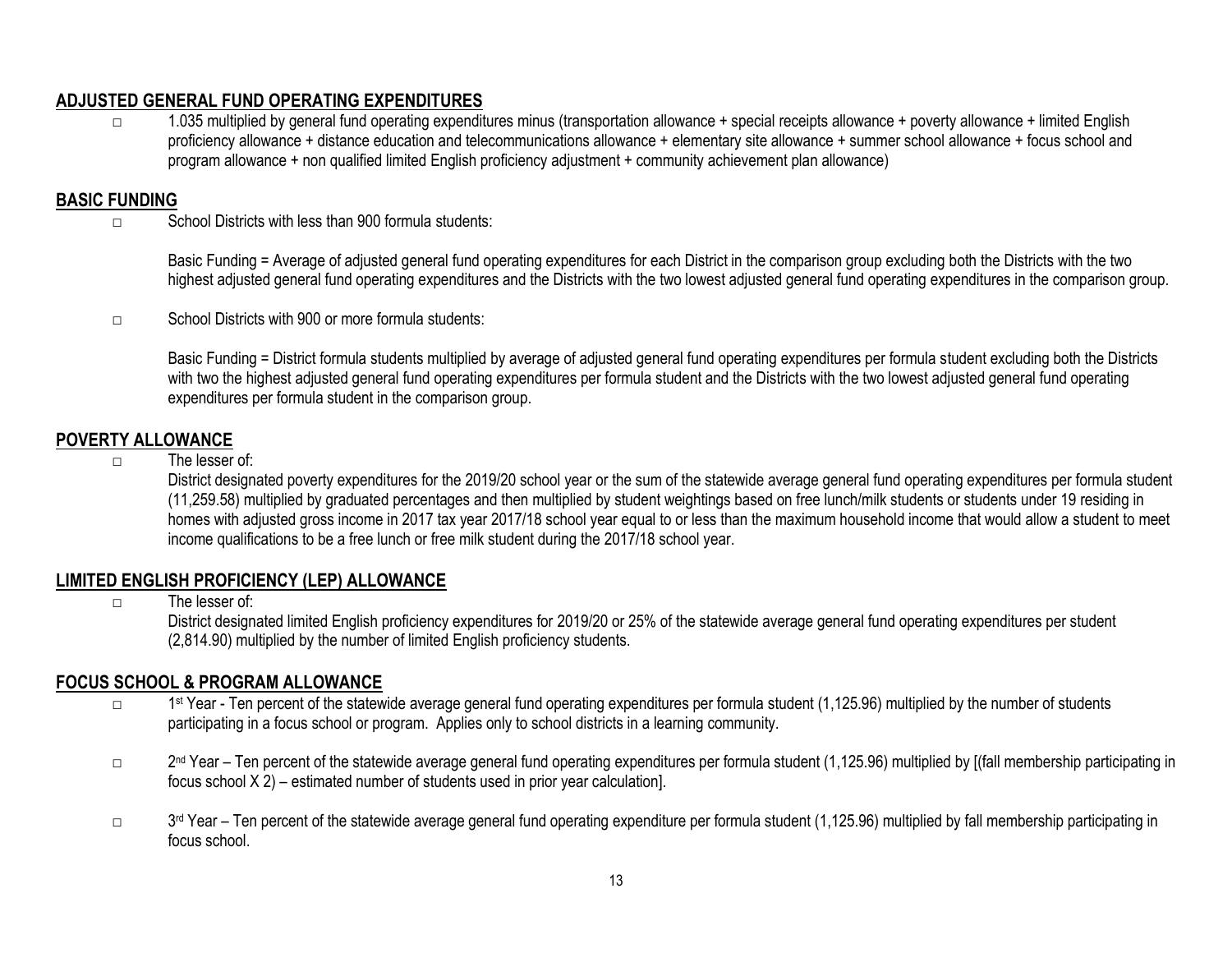## ADJUSTED GENERAL FUND OPERATING EXPENDITURES

- 1.035 multiplied by general fund operating expenditures minus (transportation allowance + special receipts allowance + poverty allowance + limited English proficiency allowance + distance education and telecommunications allowance + elementary site allowance + summer school allowance + focus school and program allowance + non qualified limited English proficiency adjustment + community achievement plan allowance)

## BASIC FUNDING

- School Districts with less than 900 formula students:

  Basic Funding = Average of adjusted general fund operating expenditures for each District in the comparison group excluding both the Districts with the two highest adjusted general fund operating expenditures and the Districts with the two lowest adjusted general fund operating expenditures in the comparison group.

- School Districts with 900 or more formula students:

  Basic Funding = District formula students multiplied by average of adjusted general fund operating expenditures per formula student excluding both the Districts with two the highest adjusted general fund operating expenditures per formula student and the Districts with the two lowest adjusted general fund operating expenditures per formula student in the comparison group.

## POVERTY ALLOWANCE

- The lesser of:
  District designated poverty expenditures for the 2019/20 school year or the sum of the statewide average general fund operating expenditures per formula student (11,259.58) multiplied by graduated percentages and then multiplied by student weightings based on free lunch/milk students or students under 19 residing in homes with adjusted gross income in 2017 tax year 2017/18 school year equal to or less than the maximum household income that would allow a student to meet income qualifications to be a free lunch or free milk student during the 2017/18 school year.

## LIMITED ENGLISH PROFICIENCY (LEP) ALLOWANCE

- The lesser of:
  District designated limited English proficiency expenditures for 2019/20 or 25% of the statewide average general fund operating expenditures per student (2,814.90) multiplied by the number of limited English proficiency students.

## FOCUS SCHOOL & PROGRAM ALLOWANCE

- 1st Year - Ten percent of the statewide average general fund operating expenditures per formula student (1,125.96) multiplied by the number of students participating in a focus school or program. Applies only to school districts in a learning community.

- 2nd Year – Ten percent of the statewide average general fund operating expenditures per formula student (1,125.96) multiplied by [(fall membership participating in focus school X 2) – estimated number of students used in prior year calculation].

- 3rd Year – Ten percent of the statewide average general fund operating expenditure per formula student (1,125.96) multiplied by fall membership participating in focus school.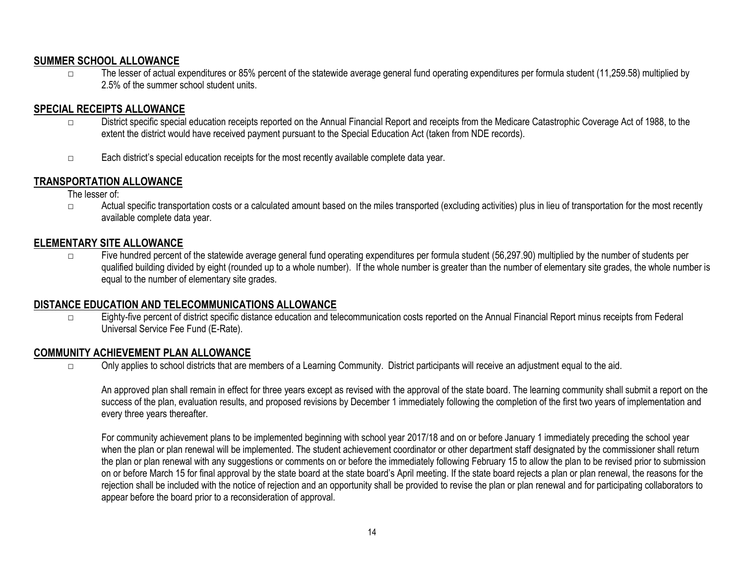## SUMMER SCHOOL ALLOWANCE

- The lesser of actual expenditures or 85% percent of the statewide average general fund operating expenditures per formula student (11,259.58) multiplied by 2.5% of the summer school student units.

## SPECIAL RECEIPTS ALLOWANCE

- District specific special education receipts reported on the Annual Financial Report and receipts from the Medicare Catastrophic Coverage Act of 1988, to the extent the district would have received payment pursuant to the Special Education Act (taken from NDE records).
- Each district's special education receipts for the most recently available complete data year.

## TRANSPORTATION ALLOWANCE

The lesser of:

- Actual specific transportation costs or a calculated amount based on the miles transported (excluding activities) plus in lieu of transportation for the most recently available complete data year.

## ELEMENTARY SITE ALLOWANCE

- Five hundred percent of the statewide average general fund operating expenditures per formula student (56,297.90) multiplied by the number of students per qualified building divided by eight (rounded up to a whole number). If the whole number is greater than the number of elementary site grades, the whole number is equal to the number of elementary site grades.

## DISTANCE EDUCATION AND TELECOMMUNICATIONS ALLOWANCE

- Eighty-five percent of district specific distance education and telecommunication costs reported on the Annual Financial Report minus receipts from Federal Universal Service Fee Fund (E-Rate).

## COMMUNITY ACHIEVEMENT PLAN ALLOWANCE

- Only applies to school districts that are members of a Learning Community. District participants will receive an adjustment equal to the aid.

  An approved plan shall remain in effect for three years except as revised with the approval of the state board. The learning community shall submit a report on the success of the plan, evaluation results, and proposed revisions by December 1 immediately following the completion of the first two years of implementation and every three years thereafter.

  For community achievement plans to be implemented beginning with school year 2017/18 and on or before January 1 immediately preceding the school year when the plan or plan renewal will be implemented. The student achievement coordinator or other department staff designated by the commissioner shall return the plan or plan renewal with any suggestions or comments on or before the immediately following February 15 to allow the plan to be revised prior to submission on or before March 15 for final approval by the state board at the state board's April meeting. If the state board rejects a plan or plan renewal, the reasons for the rejection shall be included with the notice of rejection and an opportunity shall be provided to revise the plan or plan renewal and for participating collaborators to appear before the board prior to a reconsideration of approval.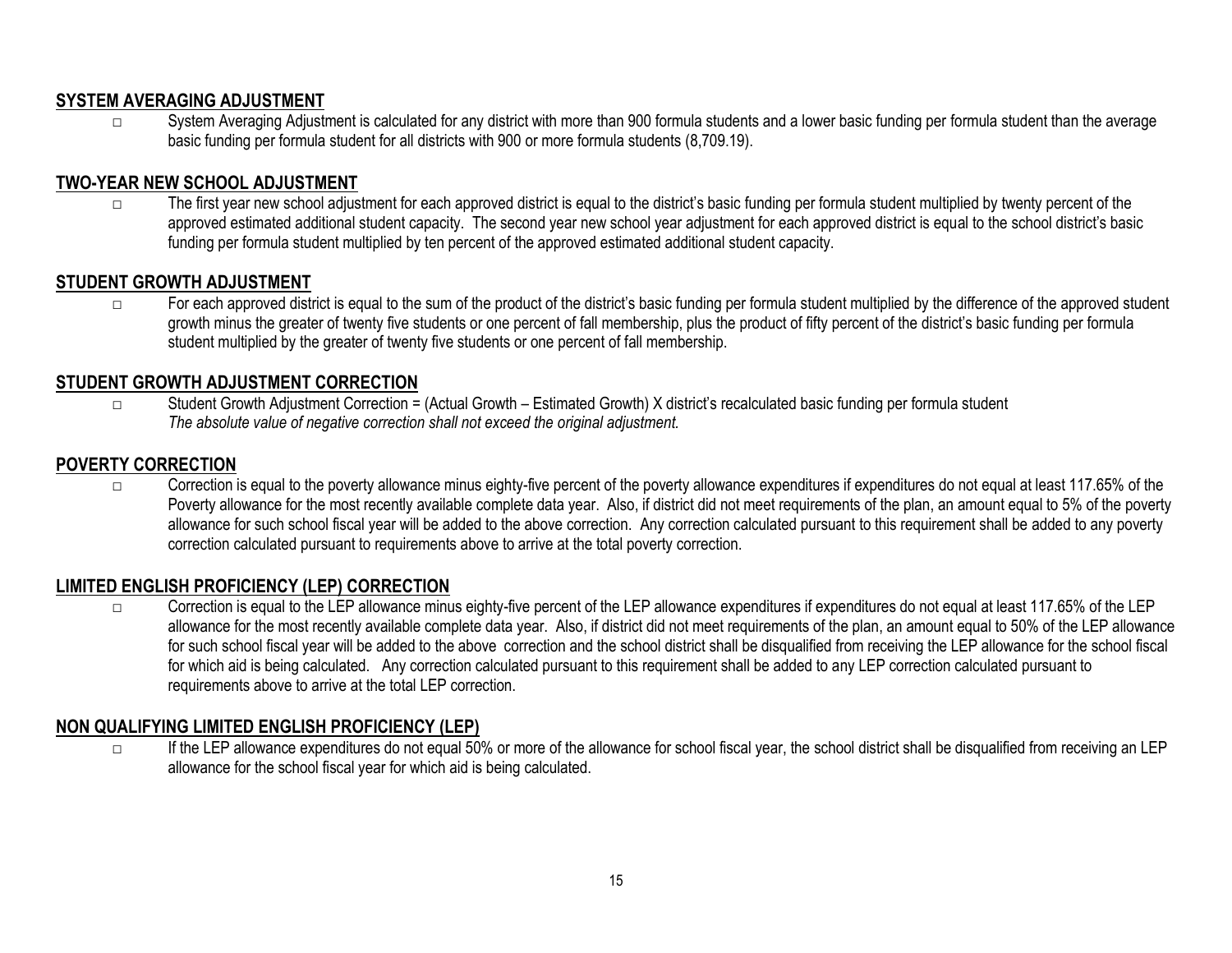## SYSTEM AVERAGING ADJUSTMENT

- System Averaging Adjustment is calculated for any district with more than 900 formula students and a lower basic funding per formula student than the average basic funding per formula student for all districts with 900 or more formula students (8,709.19).

## TWO-YEAR NEW SCHOOL ADJUSTMENT

- The first year new school adjustment for each approved district is equal to the district's basic funding per formula student multiplied by twenty percent of the approved estimated additional student capacity. The second year new school year adjustment for each approved district is equal to the school district's basic funding per formula student multiplied by ten percent of the approved estimated additional student capacity.

## STUDENT GROWTH ADJUSTMENT

- For each approved district is equal to the sum of the product of the district's basic funding per formula student multiplied by the difference of the approved student growth minus the greater of twenty five students or one percent of fall membership, plus the product of fifty percent of the district's basic funding per formula student multiplied by the greater of twenty five students or one percent of fall membership.

## STUDENT GROWTH ADJUSTMENT CORRECTION

- Student Growth Adjustment Correction = (Actual Growth – Estimated Growth) X district's recalculated basic funding per formula student
  *The absolute value of negative correction shall not exceed the original adjustment.*

## POVERTY CORRECTION

- Correction is equal to the poverty allowance minus eighty-five percent of the poverty allowance expenditures if expenditures do not equal at least 117.65% of the Poverty allowance for the most recently available complete data year. Also, if district did not meet requirements of the plan, an amount equal to 5% of the poverty allowance for such school fiscal year will be added to the above correction. Any correction calculated pursuant to this requirement shall be added to any poverty correction calculated pursuant to requirements above to arrive at the total poverty correction.

## LIMITED ENGLISH PROFICIENCY (LEP) CORRECTION

- Correction is equal to the LEP allowance minus eighty-five percent of the LEP allowance expenditures if expenditures do not equal at least 117.65% of the LEP allowance for the most recently available complete data year. Also, if district did not meet requirements of the plan, an amount equal to 50% of the LEP allowance for such school fiscal year will be added to the above correction and the school district shall be disqualified from receiving the LEP allowance for the school fiscal for which aid is being calculated. Any correction calculated pursuant to this requirement shall be added to any LEP correction calculated pursuant to requirements above to arrive at the total LEP correction.

## NON QUALIFYING LIMITED ENGLISH PROFICIENCY (LEP)

- If the LEP allowance expenditures do not equal 50% or more of the allowance for school fiscal year, the school district shall be disqualified from receiving an LEP allowance for the school fiscal year for which aid is being calculated.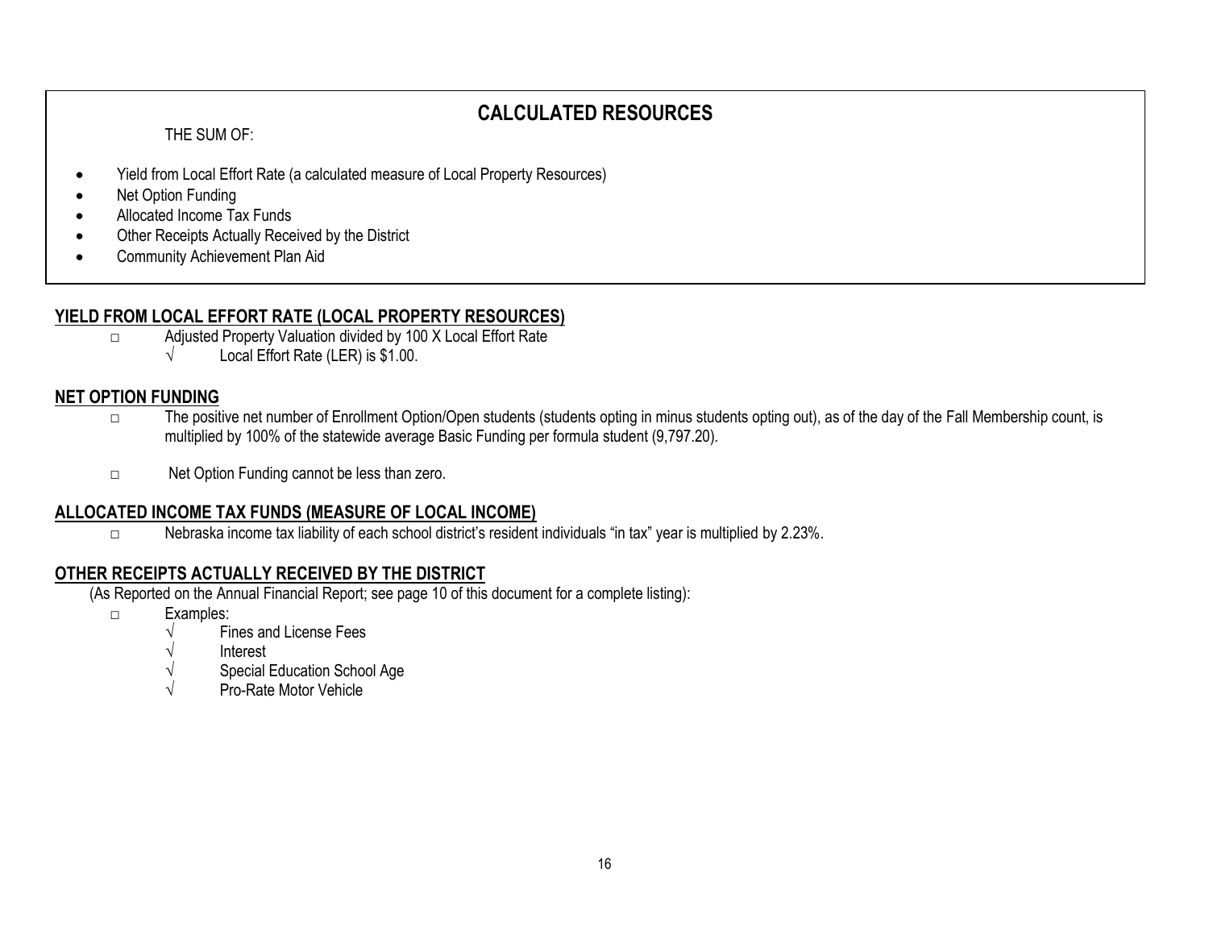# CALCULATED RESOURCES

THE SUM OF:

- Yield from Local Effort Rate (a calculated measure of Local Property Resources)
- Net Option Funding
- Allocated Income Tax Funds
- Other Receipts Actually Received by the District
- Community Achievement Plan Aid

## YIELD FROM LOCAL EFFORT RATE (LOCAL PROPERTY RESOURCES)

- Adjusted Property Valuation divided by 100 X Local Effort Rate
  - √ Local Effort Rate (LER) is $1.00.

## NET OPTION FUNDING

- The positive net number of Enrollment Option/Open students (students opting in minus students opting out), as of the day of the Fall Membership count, is multiplied by 100% of the statewide average Basic Funding per formula student (9,797.20).
- Net Option Funding cannot be less than zero.

## ALLOCATED INCOME TAX FUNDS (MEASURE OF LOCAL INCOME)

- Nebraska income tax liability of each school district's resident individuals "in tax" year is multiplied by 2.23%.

## OTHER RECEIPTS ACTUALLY RECEIVED BY THE DISTRICT

(As Reported on the Annual Financial Report; see page 10 of this document for a complete listing):

- Examples:
  - √ Fines and License Fees
  - √ Interest
  - √ Special Education School Age
  - √ Pro-Rate Motor Vehicle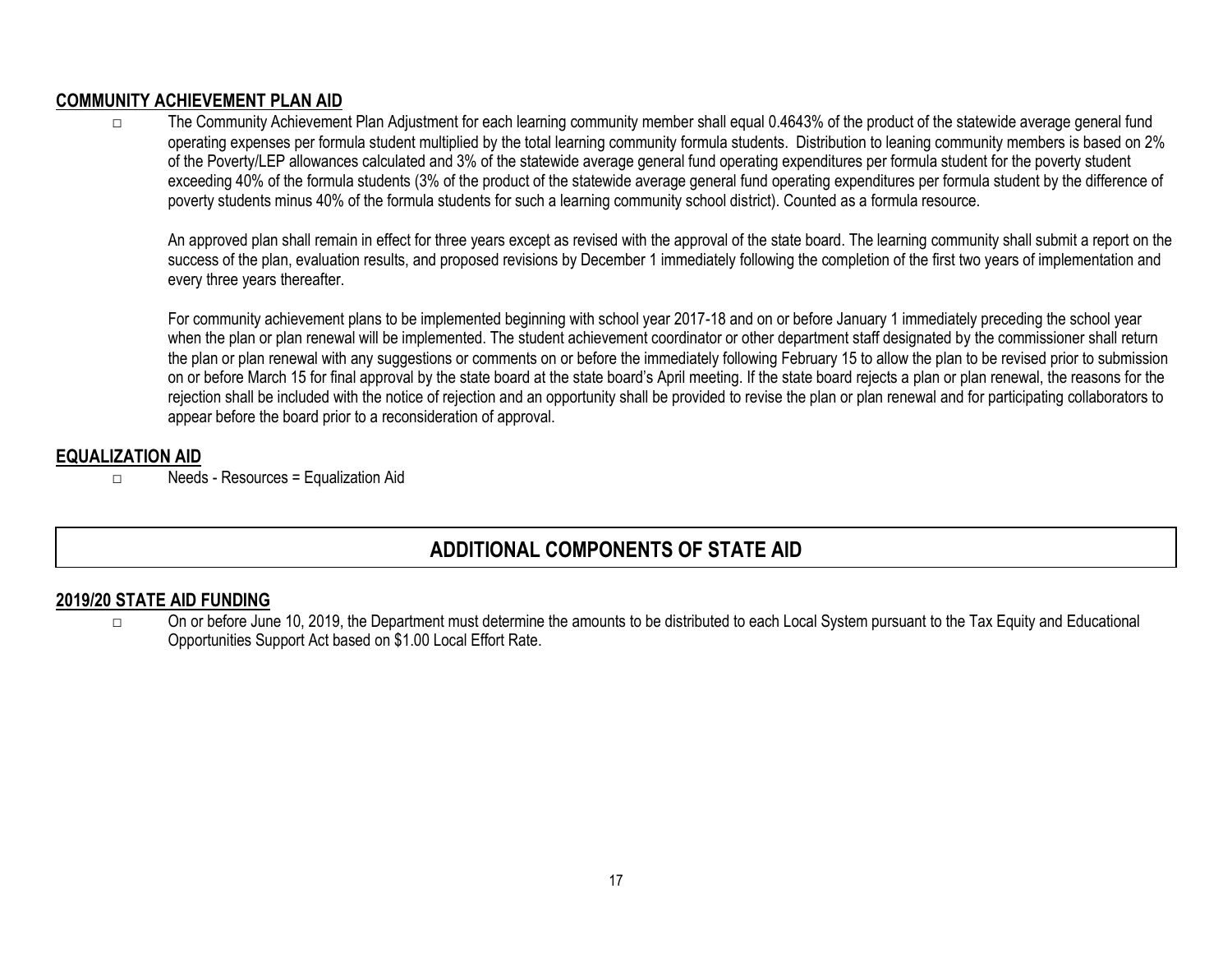## COMMUNITY ACHIEVEMENT PLAN AID

- The Community Achievement Plan Adjustment for each learning community member shall equal 0.4643% of the product of the statewide average general fund operating expenses per formula student multiplied by the total learning community formula students. Distribution to leaning community members is based on 2% of the Poverty/LEP allowances calculated and 3% of the statewide average general fund operating expenditures per formula student for the poverty student exceeding 40% of the formula students (3% of the product of the statewide average general fund operating expenditures per formula student by the difference of poverty students minus 40% of the formula students for such a learning community school district). Counted as a formula resource.

  An approved plan shall remain in effect for three years except as revised with the approval of the state board. The learning community shall submit a report on the success of the plan, evaluation results, and proposed revisions by December 1 immediately following the completion of the first two years of implementation and every three years thereafter.

  For community achievement plans to be implemented beginning with school year 2017-18 and on or before January 1 immediately preceding the school year when the plan or plan renewal will be implemented. The student achievement coordinator or other department staff designated by the commissioner shall return the plan or plan renewal with any suggestions or comments on or before the immediately following February 15 to allow the plan to be revised prior to submission on or before March 15 for final approval by the state board at the state board's April meeting. If the state board rejects a plan or plan renewal, the reasons for the rejection shall be included with the notice of rejection and an opportunity shall be provided to revise the plan or plan renewal and for participating collaborators to appear before the board prior to a reconsideration of approval.

## EQUALIZATION AID

- Needs - Resources = Equalization Aid

# ADDITIONAL COMPONENTS OF STATE AID

## 2019/20 STATE AID FUNDING

- On or before June 10, 2019, the Department must determine the amounts to be distributed to each Local System pursuant to the Tax Equity and Educational Opportunities Support Act based on $1.00 Local Effort Rate.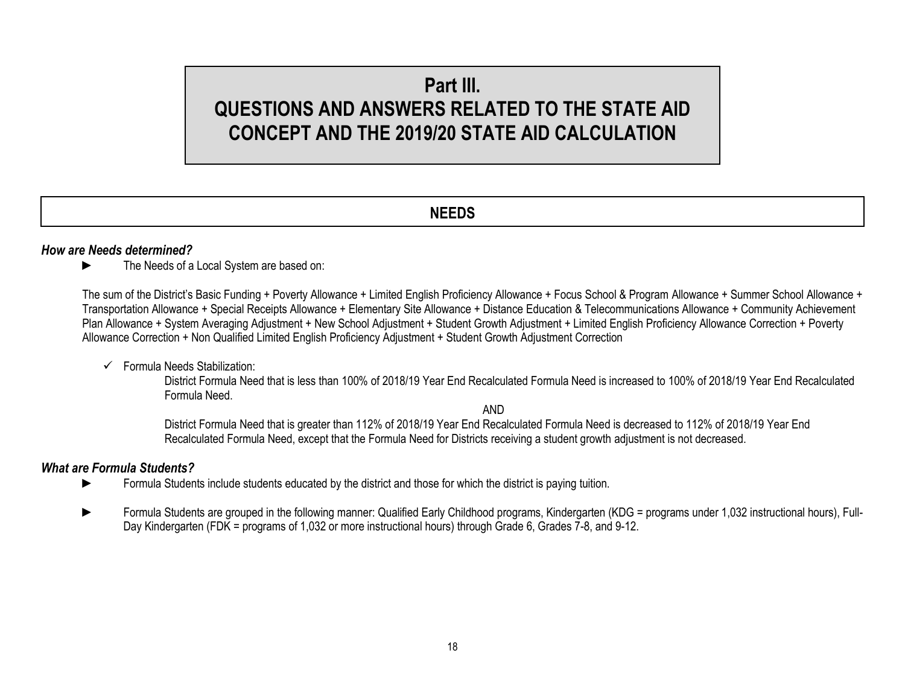# Part III.
# QUESTIONS AND ANSWERS RELATED TO THE STATE AID CONCEPT AND THE 2019/20 STATE AID CALCULATION

## NEEDS

***How are Needs determined?***

- ► The Needs of a Local System are based on:

  The sum of the District's Basic Funding + Poverty Allowance + Limited English Proficiency Allowance + Focus School & Program Allowance + Summer School Allowance + Transportation Allowance + Special Receipts Allowance + Elementary Site Allowance + Distance Education & Telecommunications Allowance + Community Achievement Plan Allowance + System Averaging Adjustment + New School Adjustment + Student Growth Adjustment + Limited English Proficiency Allowance Correction + Poverty Allowance Correction + Non Qualified Limited English Proficiency Adjustment + Student Growth Adjustment Correction

  - ✓ Formula Needs Stabilization:

    District Formula Need that is less than 100% of 2018/19 Year End Recalculated Formula Need is increased to 100% of 2018/19 Year End Recalculated Formula Need.

    AND

    District Formula Need that is greater than 112% of 2018/19 Year End Recalculated Formula Need is decreased to 112% of 2018/19 Year End Recalculated Formula Need, except that the Formula Need for Districts receiving a student growth adjustment is not decreased.

***What are Formula Students?***

- ► Formula Students include students educated by the district and those for which the district is paying tuition.
- ► Formula Students are grouped in the following manner: Qualified Early Childhood programs, Kindergarten (KDG = programs under 1,032 instructional hours), Full-Day Kindergarten (FDK = programs of 1,032 or more instructional hours) through Grade 6, Grades 7-8, and 9-12.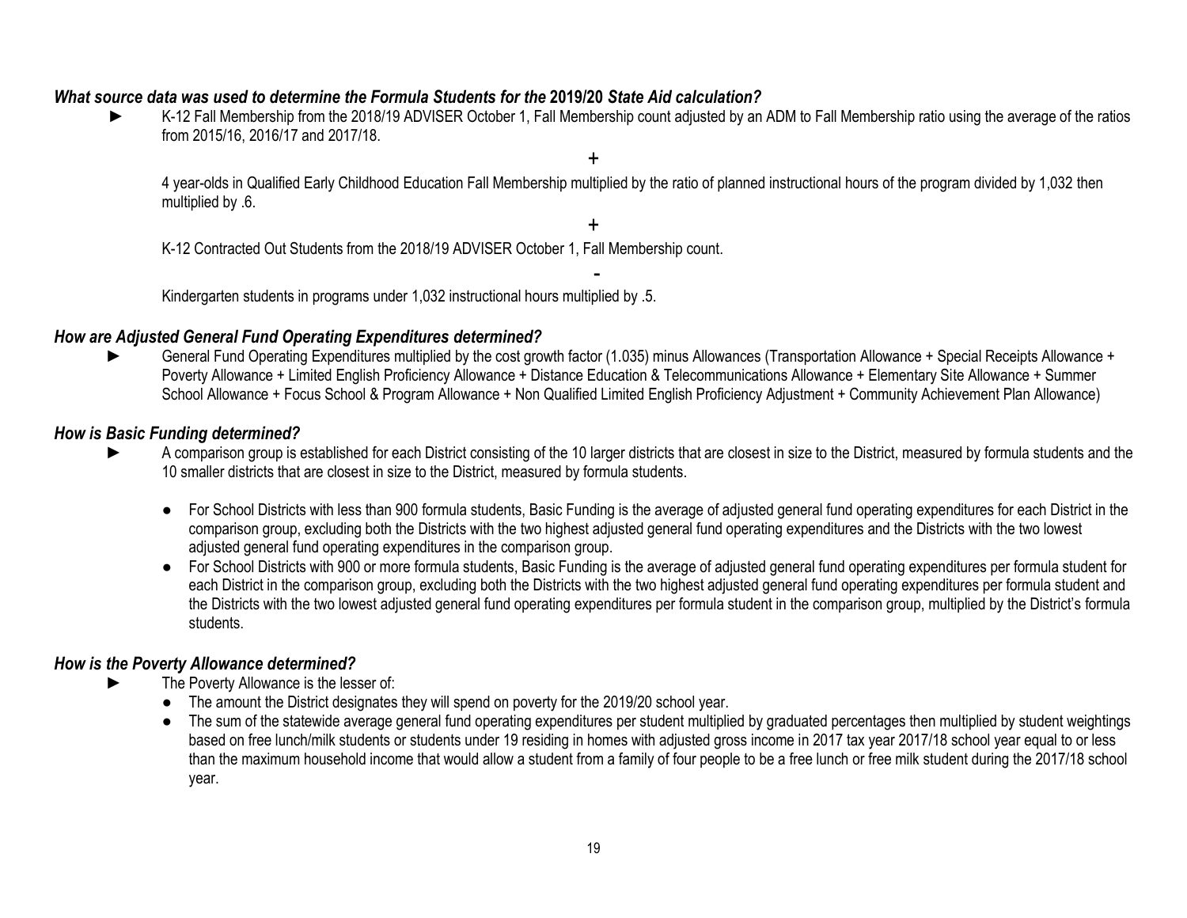### *What source data was used to determine the Formula Students for the **2019/20** State Aid calculation?*

► K-12 Fall Membership from the 2018/19 ADVISER October 1, Fall Membership count adjusted by an ADM to Fall Membership ratio using the average of the ratios from 2015/16, 2016/17 and 2017/18.

**+**

4 year-olds in Qualified Early Childhood Education Fall Membership multiplied by the ratio of planned instructional hours of the program divided by 1,032 then multiplied by .6.

**+**

K-12 Contracted Out Students from the 2018/19 ADVISER October 1, Fall Membership count.

**-**

Kindergarten students in programs under 1,032 instructional hours multiplied by .5.

### *How are Adjusted General Fund Operating Expenditures determined?*

► General Fund Operating Expenditures multiplied by the cost growth factor (1.035) minus Allowances (Transportation Allowance + Special Receipts Allowance + Poverty Allowance + Limited English Proficiency Allowance + Distance Education & Telecommunications Allowance + Elementary Site Allowance + Summer School Allowance + Focus School & Program Allowance + Non Qualified Limited English Proficiency Adjustment + Community Achievement Plan Allowance)

### *How is Basic Funding determined?*

► A comparison group is established for each District consisting of the 10 larger districts that are closest in size to the District, measured by formula students and the 10 smaller districts that are closest in size to the District, measured by formula students.

- For School Districts with less than 900 formula students, Basic Funding is the average of adjusted general fund operating expenditures for each District in the comparison group, excluding both the Districts with the two highest adjusted general fund operating expenditures and the Districts with the two lowest adjusted general fund operating expenditures in the comparison group.
- For School Districts with 900 or more formula students, Basic Funding is the average of adjusted general fund operating expenditures per formula student for each District in the comparison group, excluding both the Districts with the two highest adjusted general fund operating expenditures per formula student and the Districts with the two lowest adjusted general fund operating expenditures per formula student in the comparison group, multiplied by the District's formula students.

### *How is the Poverty Allowance determined?*

► The Poverty Allowance is the lesser of:

- The amount the District designates they will spend on poverty for the 2019/20 school year.
- The sum of the statewide average general fund operating expenditures per student multiplied by graduated percentages then multiplied by student weightings based on free lunch/milk students or students under 19 residing in homes with adjusted gross income in 2017 tax year 2017/18 school year equal to or less than the maximum household income that would allow a student from a family of four people to be a free lunch or free milk student during the 2017/18 school year.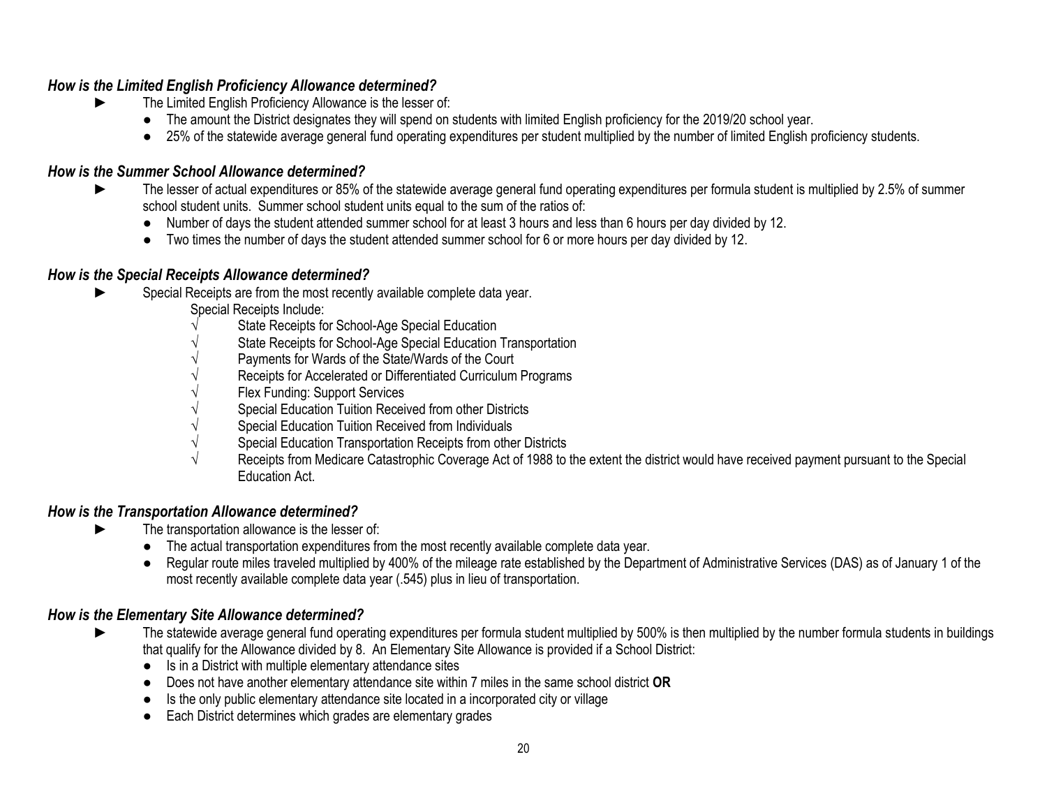### *How is the Limited English Proficiency Allowance determined?*

- ► The Limited English Proficiency Allowance is the lesser of:
  - ● The amount the District designates they will spend on students with limited English proficiency for the 2019/20 school year.
  - ● 25% of the statewide average general fund operating expenditures per student multiplied by the number of limited English proficiency students.

### *How is the Summer School Allowance determined?*

- ► The lesser of actual expenditures or 85% of the statewide average general fund operating expenditures per formula student is multiplied by 2.5% of summer school student units. Summer school student units equal to the sum of the ratios of:
  - ● Number of days the student attended summer school for at least 3 hours and less than 6 hours per day divided by 12.
  - ● Two times the number of days the student attended summer school for 6 or more hours per day divided by 12.

### *How is the Special Receipts Allowance determined?*

- ► Special Receipts are from the most recently available complete data year.

  Special Receipts Include:
  - √ State Receipts for School-Age Special Education
  - √ State Receipts for School-Age Special Education Transportation
  - √ Payments for Wards of the State/Wards of the Court
  - √ Receipts for Accelerated or Differentiated Curriculum Programs
  - √ Flex Funding: Support Services
  - √ Special Education Tuition Received from other Districts
  - √ Special Education Tuition Received from Individuals
  - √ Special Education Transportation Receipts from other Districts
  - √ Receipts from Medicare Catastrophic Coverage Act of 1988 to the extent the district would have received payment pursuant to the Special Education Act.

### *How is the Transportation Allowance determined?*

- ► The transportation allowance is the lesser of:
  - ● The actual transportation expenditures from the most recently available complete data year.
  - ● Regular route miles traveled multiplied by 400% of the mileage rate established by the Department of Administrative Services (DAS) as of January 1 of the most recently available complete data year (.545) plus in lieu of transportation.

### *How is the Elementary Site Allowance determined?*

- ► The statewide average general fund operating expenditures per formula student multiplied by 500% is then multiplied by the number formula students in buildings that qualify for the Allowance divided by 8. An Elementary Site Allowance is provided if a School District:
  - ● Is in a District with multiple elementary attendance sites
  - ● Does not have another elementary attendance site within 7 miles in the same school district **OR**
  - ● Is the only public elementary attendance site located in a incorporated city or village
  - ● Each District determines which grades are elementary grades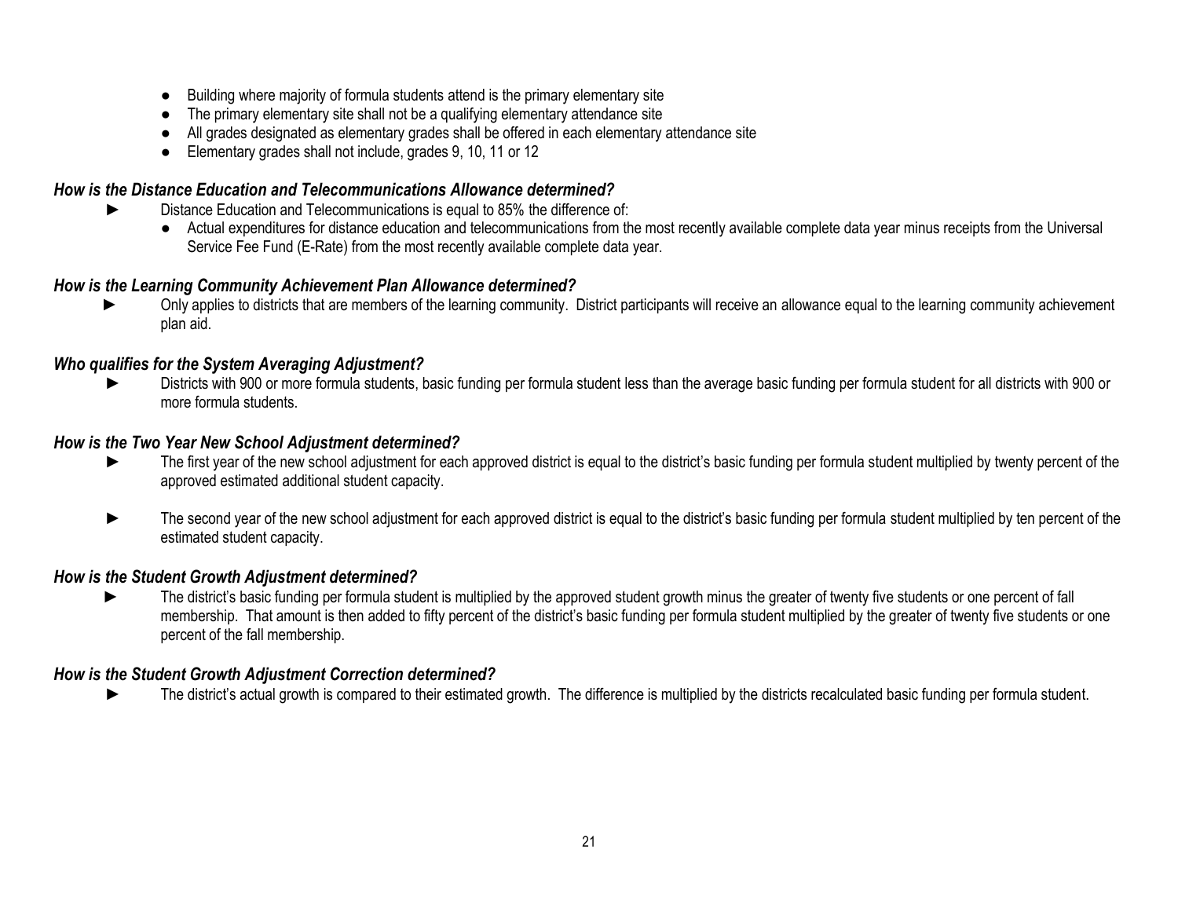- Building where majority of formula students attend is the primary elementary site
- The primary elementary site shall not be a qualifying elementary attendance site
- All grades designated as elementary grades shall be offered in each elementary attendance site
- Elementary grades shall not include, grades 9, 10, 11 or 12

### *How is the Distance Education and Telecommunications Allowance determined?*

- ► Distance Education and Telecommunications is equal to 85% the difference of:
  - Actual expenditures for distance education and telecommunications from the most recently available complete data year minus receipts from the Universal Service Fee Fund (E-Rate) from the most recently available complete data year.

### *How is the Learning Community Achievement Plan Allowance determined?*

- ► Only applies to districts that are members of the learning community. District participants will receive an allowance equal to the learning community achievement plan aid.

### *Who qualifies for the System Averaging Adjustment?*

- ► Districts with 900 or more formula students, basic funding per formula student less than the average basic funding per formula student for all districts with 900 or more formula students.

### *How is the Two Year New School Adjustment determined?*

- ► The first year of the new school adjustment for each approved district is equal to the district's basic funding per formula student multiplied by twenty percent of the approved estimated additional student capacity.

- ► The second year of the new school adjustment for each approved district is equal to the district's basic funding per formula student multiplied by ten percent of the estimated student capacity.

### *How is the Student Growth Adjustment determined?*

- ► The district's basic funding per formula student is multiplied by the approved student growth minus the greater of twenty five students or one percent of fall membership. That amount is then added to fifty percent of the district's basic funding per formula student multiplied by the greater of twenty five students or one percent of the fall membership.

### *How is the Student Growth Adjustment Correction determined?*

- ► The district's actual growth is compared to their estimated growth. The difference is multiplied by the districts recalculated basic funding per formula student.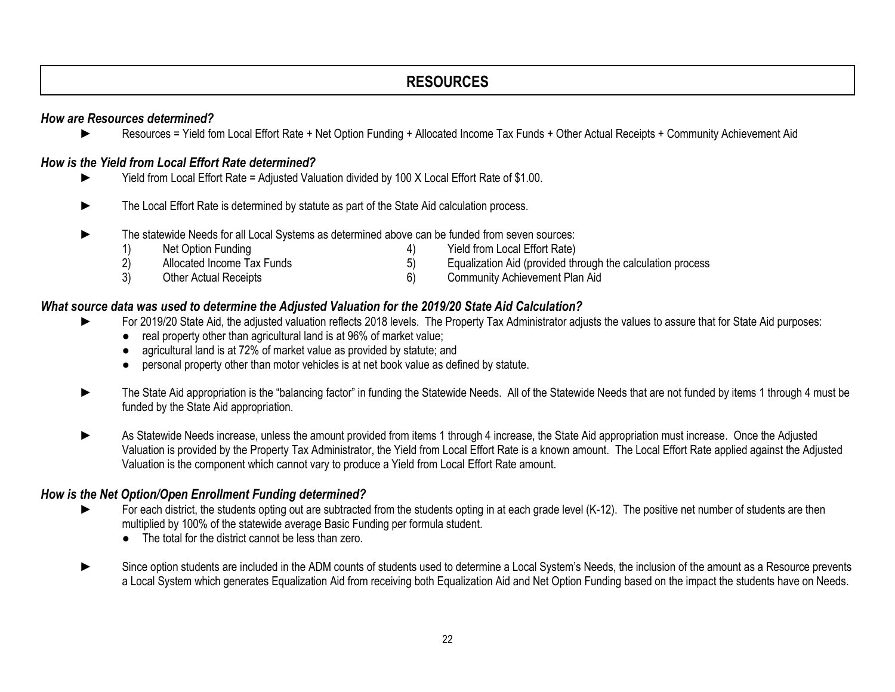# RESOURCES

***How are Resources determined?***

- Resources = Yield fom Local Effort Rate + Net Option Funding + Allocated Income Tax Funds + Other Actual Receipts + Community Achievement Aid

***How is the Yield from Local Effort Rate determined?***

- Yield from Local Effort Rate = Adjusted Valuation divided by 100 X Local Effort Rate of $1.00.

- The Local Effort Rate is determined by statute as part of the State Aid calculation process.

- The statewide Needs for all Local Systems as determined above can be funded from seven sources:
  1) Net Option Funding
  2) Allocated Income Tax Funds
  3) Other Actual Receipts
  4) Yield from Local Effort Rate)
  5) Equalization Aid (provided through the calculation process
  6) Community Achievement Plan Aid

***What source data was used to determine the Adjusted Valuation for the 2019/20 State Aid Calculation?***

- For 2019/20 State Aid, the adjusted valuation reflects 2018 levels. The Property Tax Administrator adjusts the values to assure that for State Aid purposes:
  - real property other than agricultural land is at 96% of market value;
  - agricultural land is at 72% of market value as provided by statute; and
  - personal property other than motor vehicles is at net book value as defined by statute.

- The State Aid appropriation is the "balancing factor" in funding the Statewide Needs. All of the Statewide Needs that are not funded by items 1 through 4 must be funded by the State Aid appropriation.

- As Statewide Needs increase, unless the amount provided from items 1 through 4 increase, the State Aid appropriation must increase. Once the Adjusted Valuation is provided by the Property Tax Administrator, the Yield from Local Effort Rate is a known amount. The Local Effort Rate applied against the Adjusted Valuation is the component which cannot vary to produce a Yield from Local Effort Rate amount.

***How is the Net Option/Open Enrollment Funding determined?***

- For each district, the students opting out are subtracted from the students opting in at each grade level (K-12). The positive net number of students are then multiplied by 100% of the statewide average Basic Funding per formula student.
  - The total for the district cannot be less than zero.

- Since option students are included in the ADM counts of students used to determine a Local System's Needs, the inclusion of the amount as a Resource prevents a Local System which generates Equalization Aid from receiving both Equalization Aid and Net Option Funding based on the impact the students have on Needs.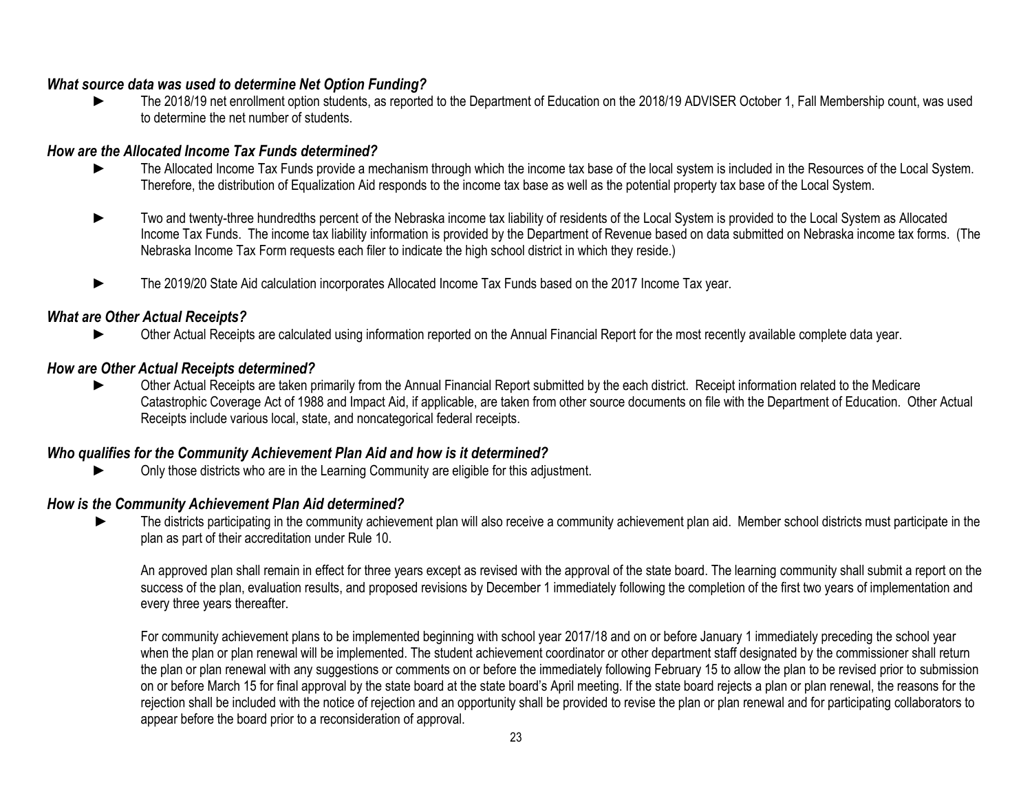### *What source data was used to determine Net Option Funding?*

- The 2018/19 net enrollment option students, as reported to the Department of Education on the 2018/19 ADVISER October 1, Fall Membership count, was used to determine the net number of students.

### *How are the Allocated Income Tax Funds determined?*

- The Allocated Income Tax Funds provide a mechanism through which the income tax base of the local system is included in the Resources of the Local System. Therefore, the distribution of Equalization Aid responds to the income tax base as well as the potential property tax base of the Local System.

- Two and twenty-three hundredths percent of the Nebraska income tax liability of residents of the Local System is provided to the Local System as Allocated Income Tax Funds. The income tax liability information is provided by the Department of Revenue based on data submitted on Nebraska income tax forms. (The Nebraska Income Tax Form requests each filer to indicate the high school district in which they reside.)

- The 2019/20 State Aid calculation incorporates Allocated Income Tax Funds based on the 2017 Income Tax year.

### *What are Other Actual Receipts?*

- Other Actual Receipts are calculated using information reported on the Annual Financial Report for the most recently available complete data year.

### *How are Other Actual Receipts determined?*

- Other Actual Receipts are taken primarily from the Annual Financial Report submitted by the each district. Receipt information related to the Medicare Catastrophic Coverage Act of 1988 and Impact Aid, if applicable, are taken from other source documents on file with the Department of Education. Other Actual Receipts include various local, state, and noncategorical federal receipts.

### *Who qualifies for the Community Achievement Plan Aid and how is it determined?*

- Only those districts who are in the Learning Community are eligible for this adjustment.

### *How is the Community Achievement Plan Aid determined?*

- The districts participating in the community achievement plan will also receive a community achievement plan aid. Member school districts must participate in the plan as part of their accreditation under Rule 10.

  An approved plan shall remain in effect for three years except as revised with the approval of the state board. The learning community shall submit a report on the success of the plan, evaluation results, and proposed revisions by December 1 immediately following the completion of the first two years of implementation and every three years thereafter.

  For community achievement plans to be implemented beginning with school year 2017/18 and on or before January 1 immediately preceding the school year when the plan or plan renewal will be implemented. The student achievement coordinator or other department staff designated by the commissioner shall return the plan or plan renewal with any suggestions or comments on or before the immediately following February 15 to allow the plan to be revised prior to submission on or before March 15 for final approval by the state board at the state board's April meeting. If the state board rejects a plan or plan renewal, the reasons for the rejection shall be included with the notice of rejection and an opportunity shall be provided to revise the plan or plan renewal and for participating collaborators to appear before the board prior to a reconsideration of approval.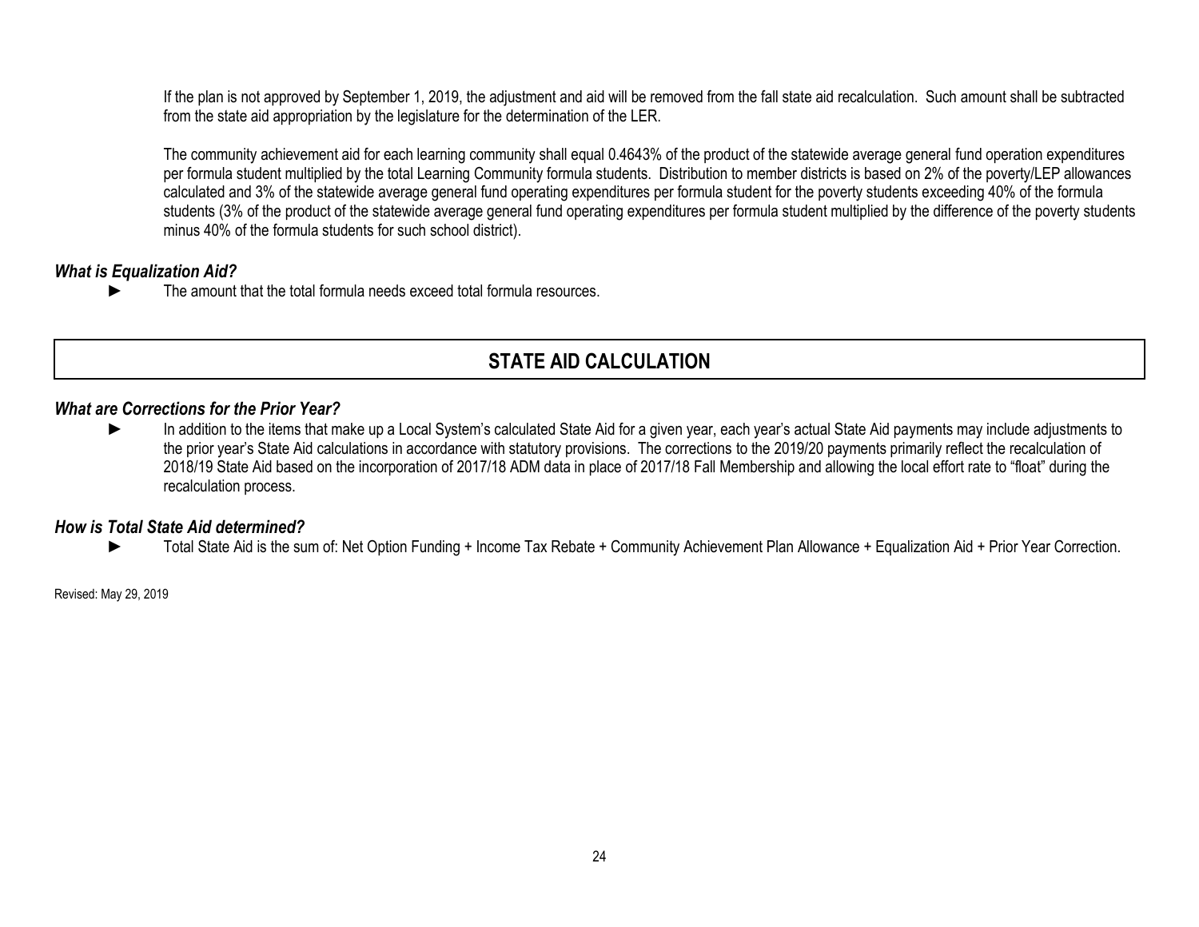If the plan is not approved by September 1, 2019, the adjustment and aid will be removed from the fall state aid recalculation. Such amount shall be subtracted from the state aid appropriation by the legislature for the determination of the LER.

The community achievement aid for each learning community shall equal 0.4643% of the product of the statewide average general fund operation expenditures per formula student multiplied by the total Learning Community formula students. Distribution to member districts is based on 2% of the poverty/LEP allowances calculated and 3% of the statewide average general fund operating expenditures per formula student for the poverty students exceeding 40% of the formula students (3% of the product of the statewide average general fund operating expenditures per formula student multiplied by the difference of the poverty students minus 40% of the formula students for such school district).

### *What is Equalization Aid?*

- The amount that the total formula needs exceed total formula resources.

## STATE AID CALCULATION

### *What are Corrections for the Prior Year?*

- In addition to the items that make up a Local System's calculated State Aid for a given year, each year's actual State Aid payments may include adjustments to the prior year's State Aid calculations in accordance with statutory provisions. The corrections to the 2019/20 payments primarily reflect the recalculation of 2018/19 State Aid based on the incorporation of 2017/18 ADM data in place of 2017/18 Fall Membership and allowing the local effort rate to "float" during the recalculation process.

### *How is Total State Aid determined?*

- Total State Aid is the sum of: Net Option Funding + Income Tax Rebate + Community Achievement Plan Allowance + Equalization Aid + Prior Year Correction.

Revised: May 29, 2019